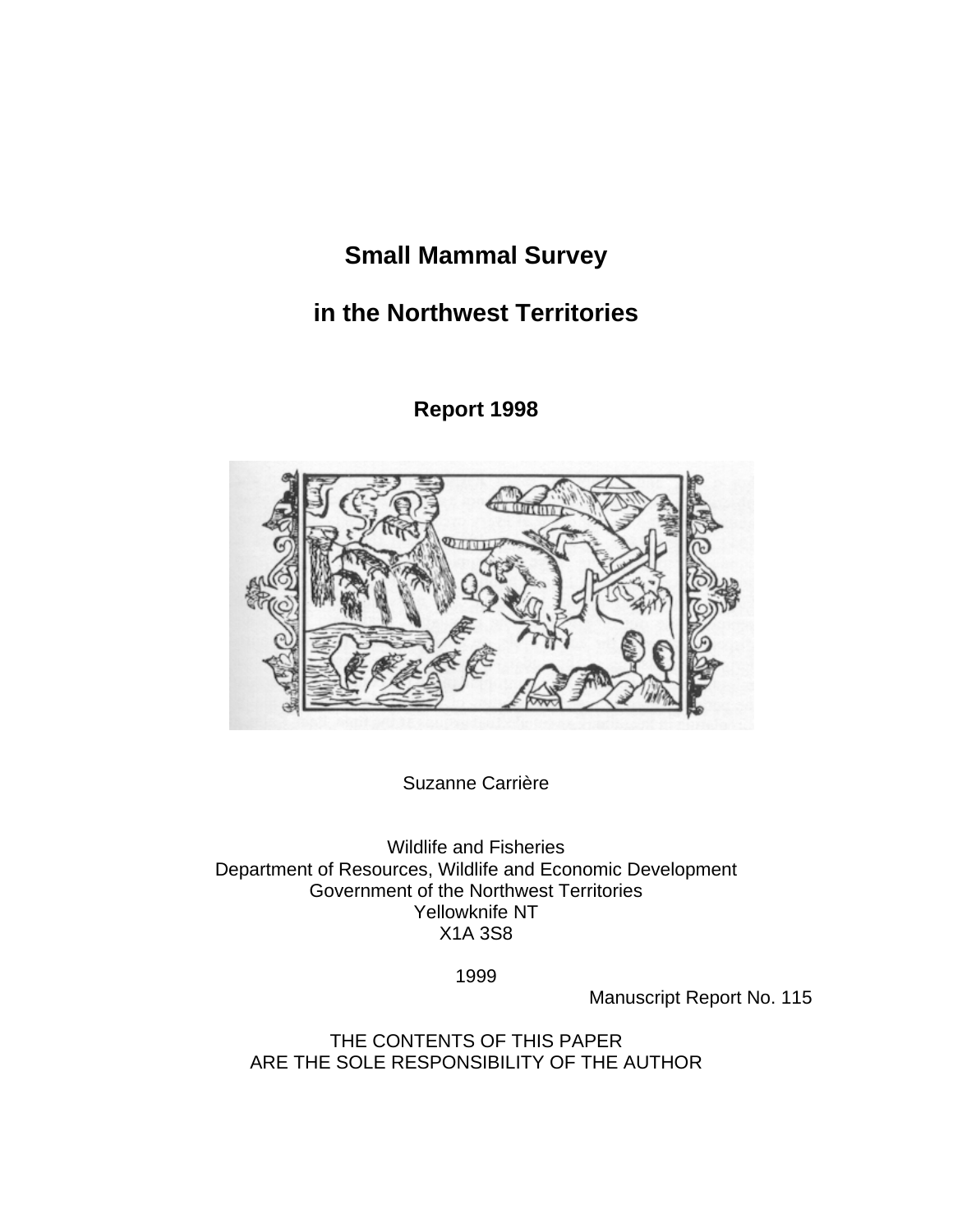# Small Mammal Survey

# in the Northwest Territories

## Report 1998

Suzanne Carrière

Wildlife and Fisheries
Department of Resources, Wildlife and Economic Development
Government of the Northwest Territories
Yellowknife NT
X1A 3S8

1999

Manuscript Report No. 115

THE CONTENTS OF THIS PAPER
ARE THE SOLE RESPONSIBILITY OF THE AUTHOR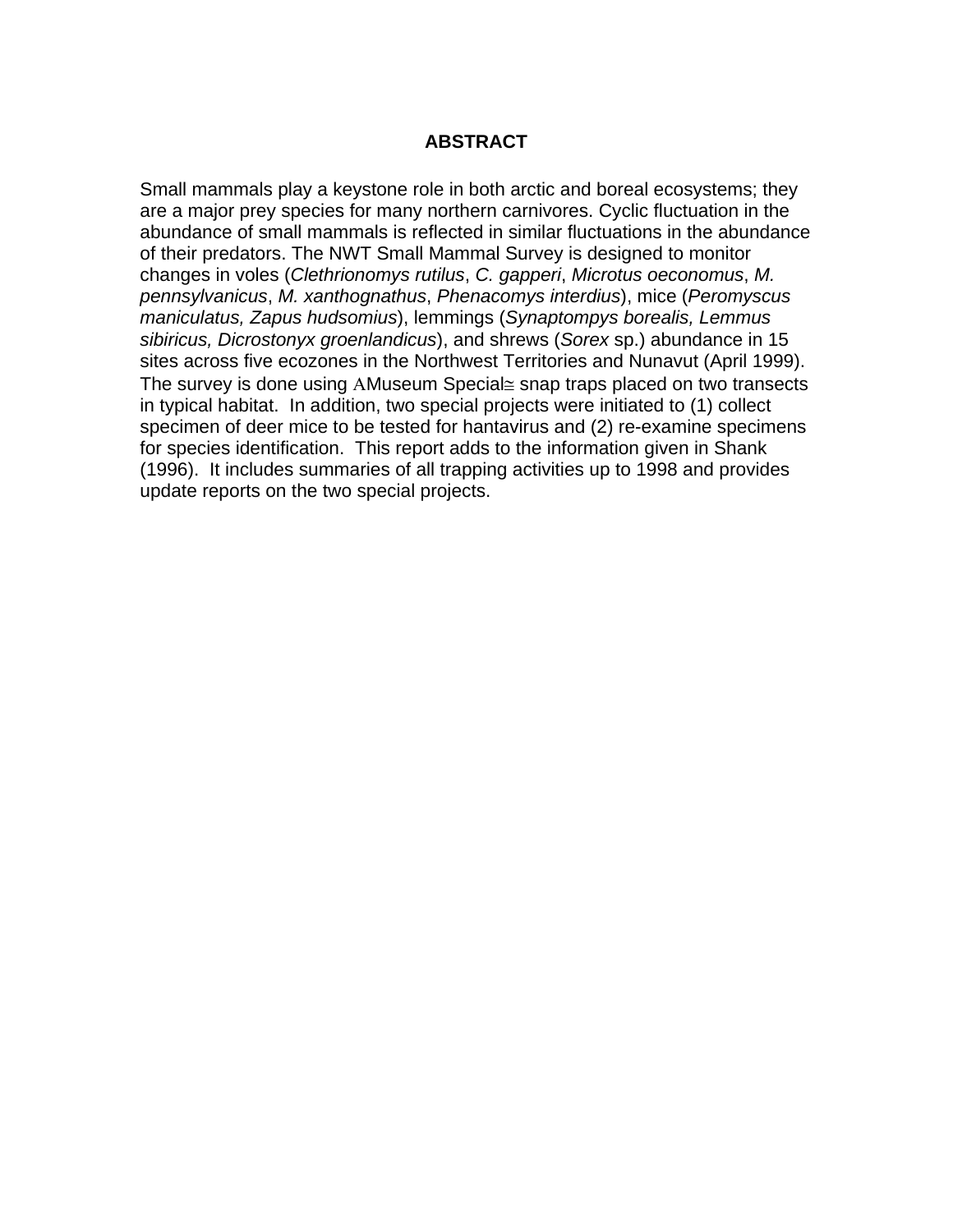# ABSTRACT

Small mammals play a keystone role in both arctic and boreal ecosystems; they are a major prey species for many northern carnivores. Cyclic fluctuation in the abundance of small mammals is reflected in similar fluctuations in the abundance of their predators. The NWT Small Mammal Survey is designed to monitor changes in voles (*Clethrionomys rutilus*, *C. gapperi*, *Microtus oeconomus*, *M. pennsylvanicus*, *M. xanthognathus*, *Phenacomys interdius*), mice (*Peromyscus maniculatus, Zapus hudsomius*), lemmings (*Synaptompys borealis, Lemmus sibiricus, Dicrostonyx groenlandicus*), and shrews (*Sorex* sp.) abundance in 15 sites across five ecozones in the Northwest Territories and Nunavut (April 1999). The survey is done using ΑMuseum Special≅ snap traps placed on two transects in typical habitat. In addition, two special projects were initiated to (1) collect specimen of deer mice to be tested for hantavirus and (2) re-examine specimens for species identification. This report adds to the information given in Shank (1996). It includes summaries of all trapping activities up to 1998 and provides update reports on the two special projects.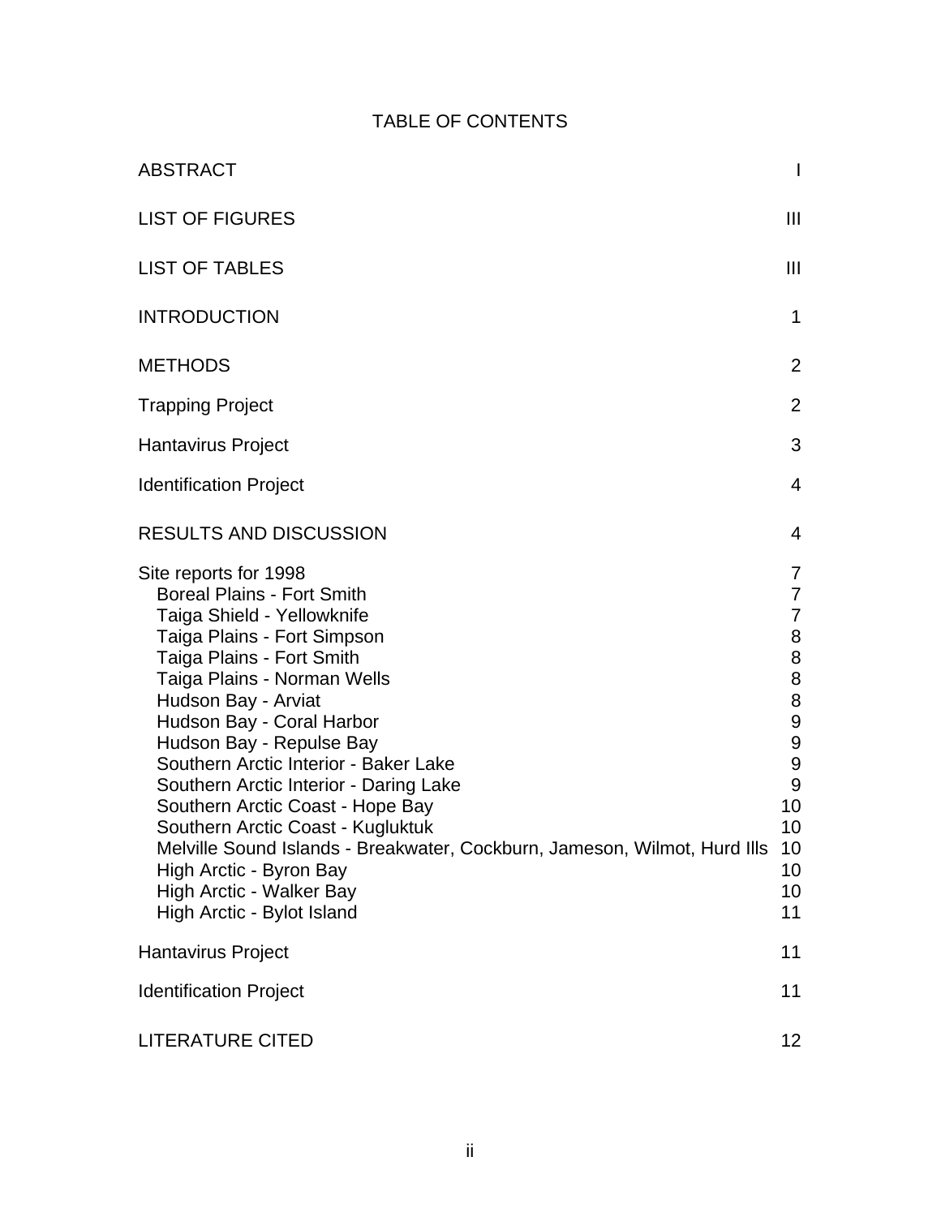# TABLE OF CONTENTS

| | |
|---|---|
| ABSTRACT | I |
| LIST OF FIGURES | III |
| LIST OF TABLES | III |
| INTRODUCTION | 1 |
| METHODS | 2 |
| Trapping Project | 2 |
| Hantavirus Project | 3 |
| Identification Project | 4 |
| RESULTS AND DISCUSSION | 4 |
| Site reports for 1998 | 7 |
| Boreal Plains - Fort Smith | 7 |
| Taiga Shield - Yellowknife | 7 |
| Taiga Plains - Fort Simpson | 8 |
| Taiga Plains - Fort Smith | 8 |
| Taiga Plains - Norman Wells | 8 |
| Hudson Bay - Arviat | 8 |
| Hudson Bay - Coral Harbor | 9 |
| Hudson Bay - Repulse Bay | 9 |
| Southern Arctic Interior - Baker Lake | 9 |
| Southern Arctic Interior - Daring Lake | 9 |
| Southern Arctic Coast - Hope Bay | 10 |
| Southern Arctic Coast - Kugluktuk | 10 |
| Melville Sound Islands - Breakwater, Cockburn, Jameson, Wilmot, Hurd Ills | 10 |
| High Arctic - Byron Bay | 10 |
| High Arctic - Walker Bay | 10 |
| High Arctic - Bylot Island | 11 |
| Hantavirus Project | 11 |
| Identification Project | 11 |
| LITERATURE CITED | 12 |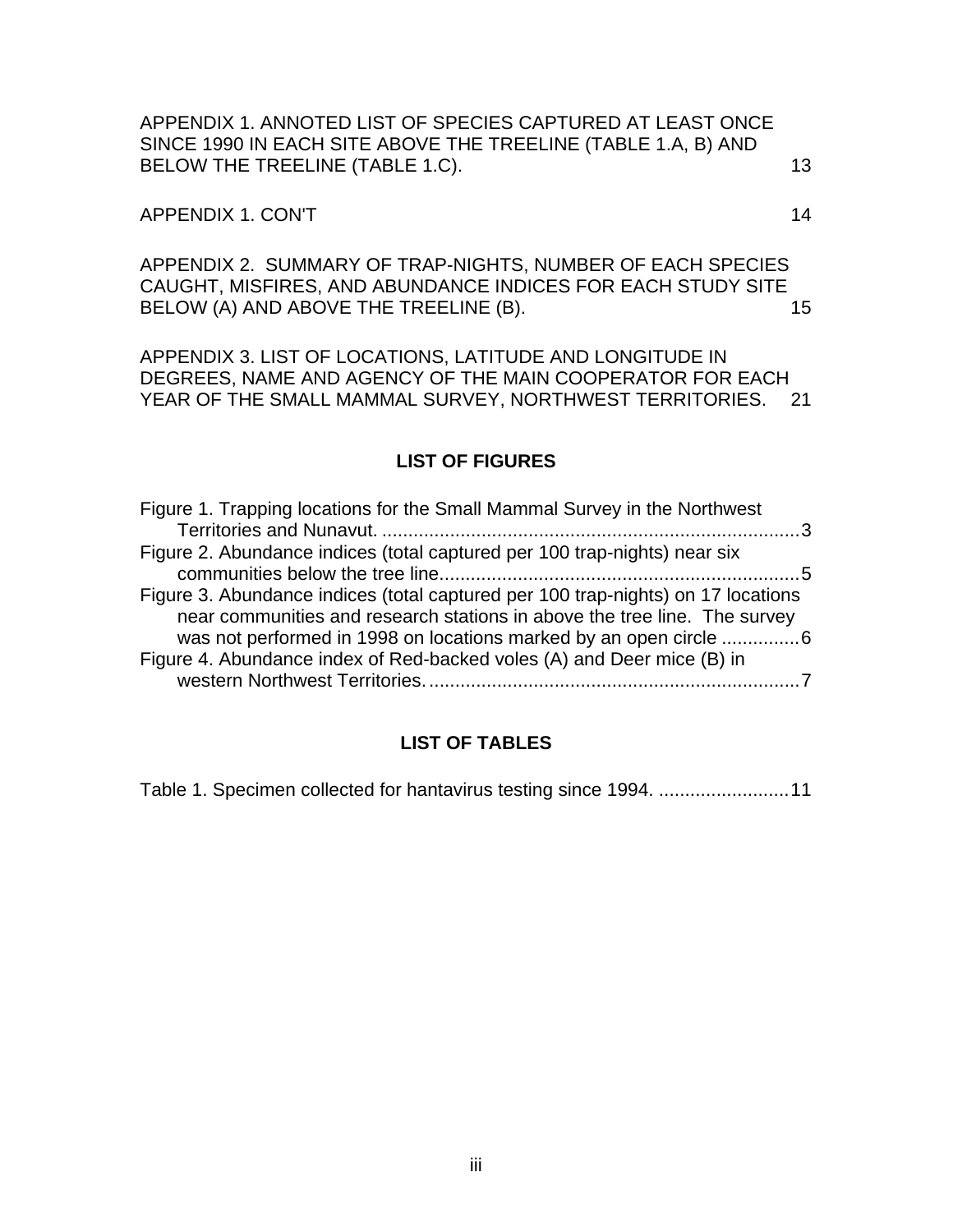APPENDIX 1. ANNOTED LIST OF SPECIES CAPTURED AT LEAST ONCE SINCE 1990 IN EACH SITE ABOVE THE TREELINE (TABLE 1.A, B) AND BELOW THE TREELINE (TABLE 1.C). 13

APPENDIX 1. CON'T 14

APPENDIX 2. SUMMARY OF TRAP-NIGHTS, NUMBER OF EACH SPECIES CAUGHT, MISFIRES, AND ABUNDANCE INDICES FOR EACH STUDY SITE BELOW (A) AND ABOVE THE TREELINE (B). 15

APPENDIX 3. LIST OF LOCATIONS, LATITUDE AND LONGITUDE IN DEGREES, NAME AND AGENCY OF THE MAIN COOPERATOR FOR EACH YEAR OF THE SMALL MAMMAL SURVEY, NORTHWEST TERRITORIES. 21

## LIST OF FIGURES

Figure 1. Trapping locations for the Small Mammal Survey in the Northwest Territories and Nunavut. ................................................................................3

Figure 2. Abundance indices (total captured per 100 trap-nights) near six communities below the tree line.....................................................................5

Figure 3. Abundance indices (total captured per 100 trap-nights) on 17 locations near communities and research stations in above the tree line. The survey was not performed in 1998 on locations marked by an open circle ...............6

Figure 4. Abundance index of Red-backed voles (A) and Deer mice (B) in western Northwest Territories........................................................................7

## LIST OF TABLES

Table 1. Specimen collected for hantavirus testing since 1994. .........................11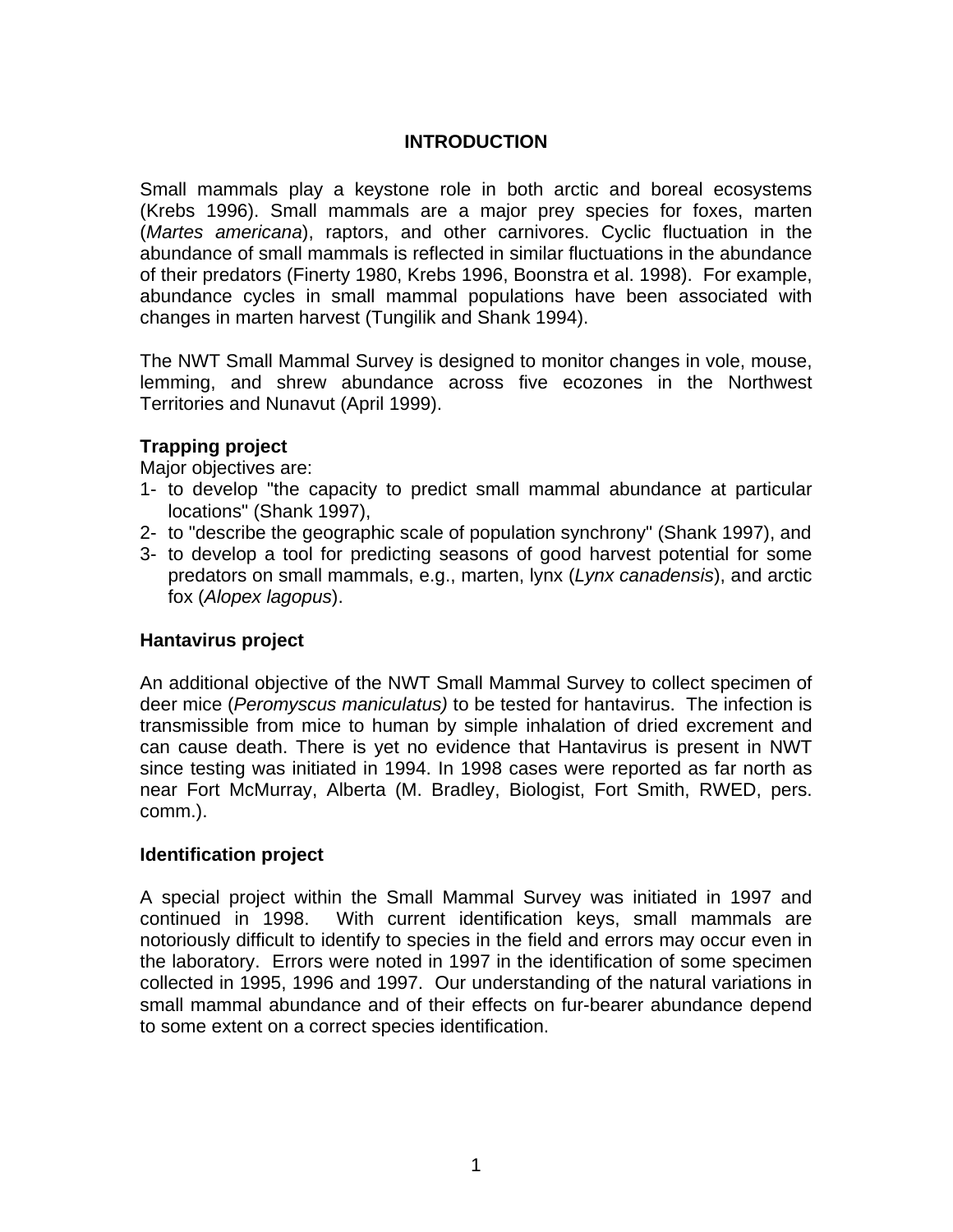# INTRODUCTION

Small mammals play a keystone role in both arctic and boreal ecosystems (Krebs 1996). Small mammals are a major prey species for foxes, marten (*Martes americana*), raptors, and other carnivores. Cyclic fluctuation in the abundance of small mammals is reflected in similar fluctuations in the abundance of their predators (Finerty 1980, Krebs 1996, Boonstra et al. 1998). For example, abundance cycles in small mammal populations have been associated with changes in marten harvest (Tungilik and Shank 1994).

The NWT Small Mammal Survey is designed to monitor changes in vole, mouse, lemming, and shrew abundance across five ecozones in the Northwest Territories and Nunavut (April 1999).

## Trapping project

Major objectives are:

1- to develop "the capacity to predict small mammal abundance at particular locations" (Shank 1997),
2- to "describe the geographic scale of population synchrony" (Shank 1997), and
3- to develop a tool for predicting seasons of good harvest potential for some predators on small mammals, e.g., marten, lynx (*Lynx canadensis*), and arctic fox (*Alopex lagopus*).

## Hantavirus project

An additional objective of the NWT Small Mammal Survey to collect specimen of deer mice (*Peromyscus maniculatus)* to be tested for hantavirus. The infection is transmissible from mice to human by simple inhalation of dried excrement and can cause death. There is yet no evidence that Hantavirus is present in NWT since testing was initiated in 1994. In 1998 cases were reported as far north as near Fort McMurray, Alberta (M. Bradley, Biologist, Fort Smith, RWED, pers. comm.).

## Identification project

A special project within the Small Mammal Survey was initiated in 1997 and continued in 1998. With current identification keys, small mammals are notoriously difficult to identify to species in the field and errors may occur even in the laboratory. Errors were noted in 1997 in the identification of some specimen collected in 1995, 1996 and 1997. Our understanding of the natural variations in small mammal abundance and of their effects on fur-bearer abundance depend to some extent on a correct species identification.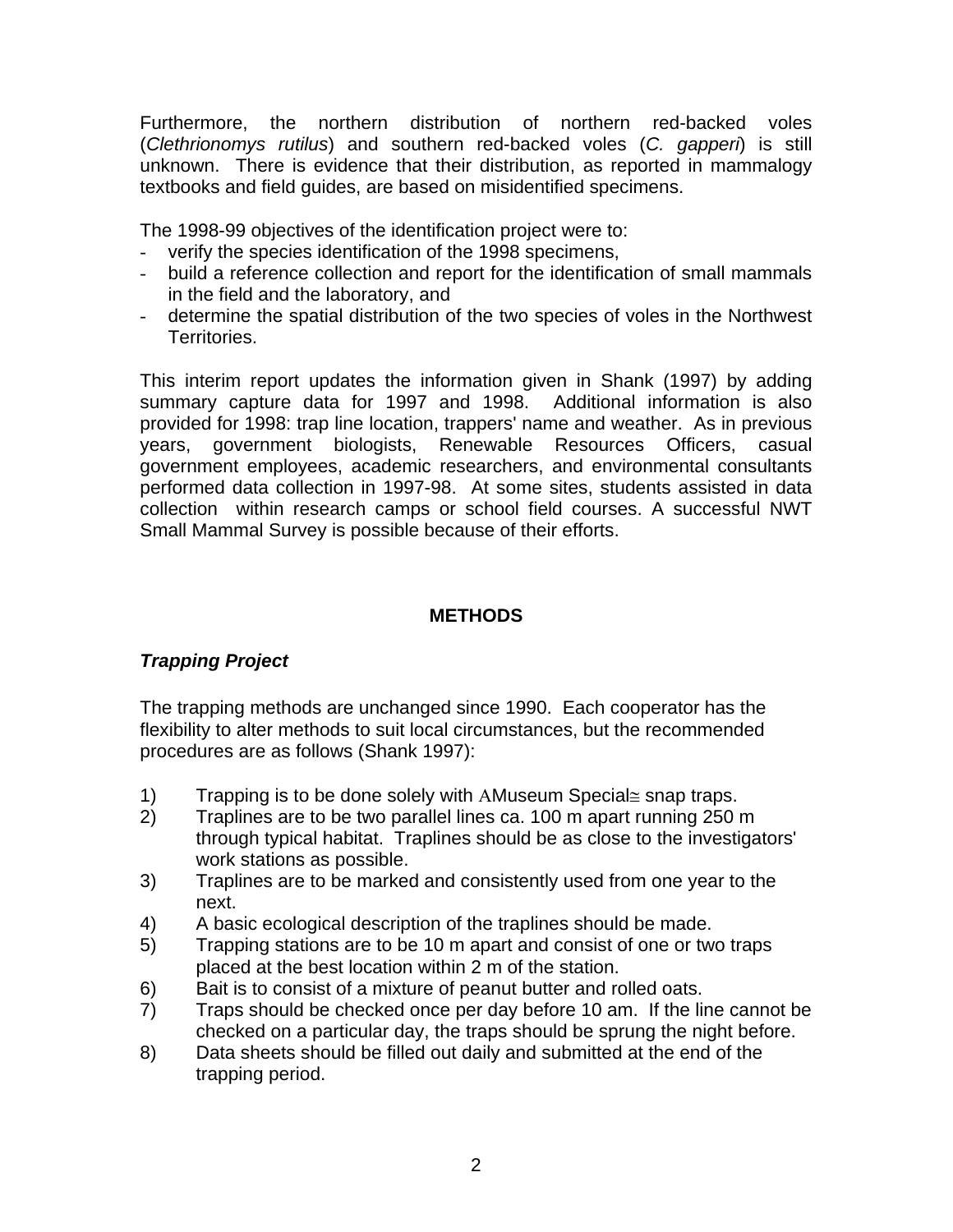Furthermore, the northern distribution of northern red-backed voles (*Clethrionomys rutilus*) and southern red-backed voles (*C. gapperi*) is still unknown. There is evidence that their distribution, as reported in mammalogy textbooks and field guides, are based on misidentified specimens.

The 1998-99 objectives of the identification project were to:

- verify the species identification of the 1998 specimens,
- build a reference collection and report for the identification of small mammals in the field and the laboratory, and
- determine the spatial distribution of the two species of voles in the Northwest Territories.

This interim report updates the information given in Shank (1997) by adding summary capture data for 1997 and 1998. Additional information is also provided for 1998: trap line location, trappers' name and weather. As in previous years, government biologists, Renewable Resources Officers, casual government employees, academic researchers, and environmental consultants performed data collection in 1997-98. At some sites, students assisted in data collection within research camps or school field courses. A successful NWT Small Mammal Survey is possible because of their efforts.

## METHODS

### *Trapping Project*

The trapping methods are unchanged since 1990. Each cooperator has the flexibility to alter methods to suit local circumstances, but the recommended procedures are as follows (Shank 1997):

1) Trapping is to be done solely with ΑMuseum Special≅ snap traps.
2) Traplines are to be two parallel lines ca. 100 m apart running 250 m through typical habitat. Traplines should be as close to the investigators' work stations as possible.
3) Traplines are to be marked and consistently used from one year to the next.
4) A basic ecological description of the traplines should be made.
5) Trapping stations are to be 10 m apart and consist of one or two traps placed at the best location within 2 m of the station.
6) Bait is to consist of a mixture of peanut butter and rolled oats.
7) Traps should be checked once per day before 10 am. If the line cannot be checked on a particular day, the traps should be sprung the night before.
8) Data sheets should be filled out daily and submitted at the end of the trapping period.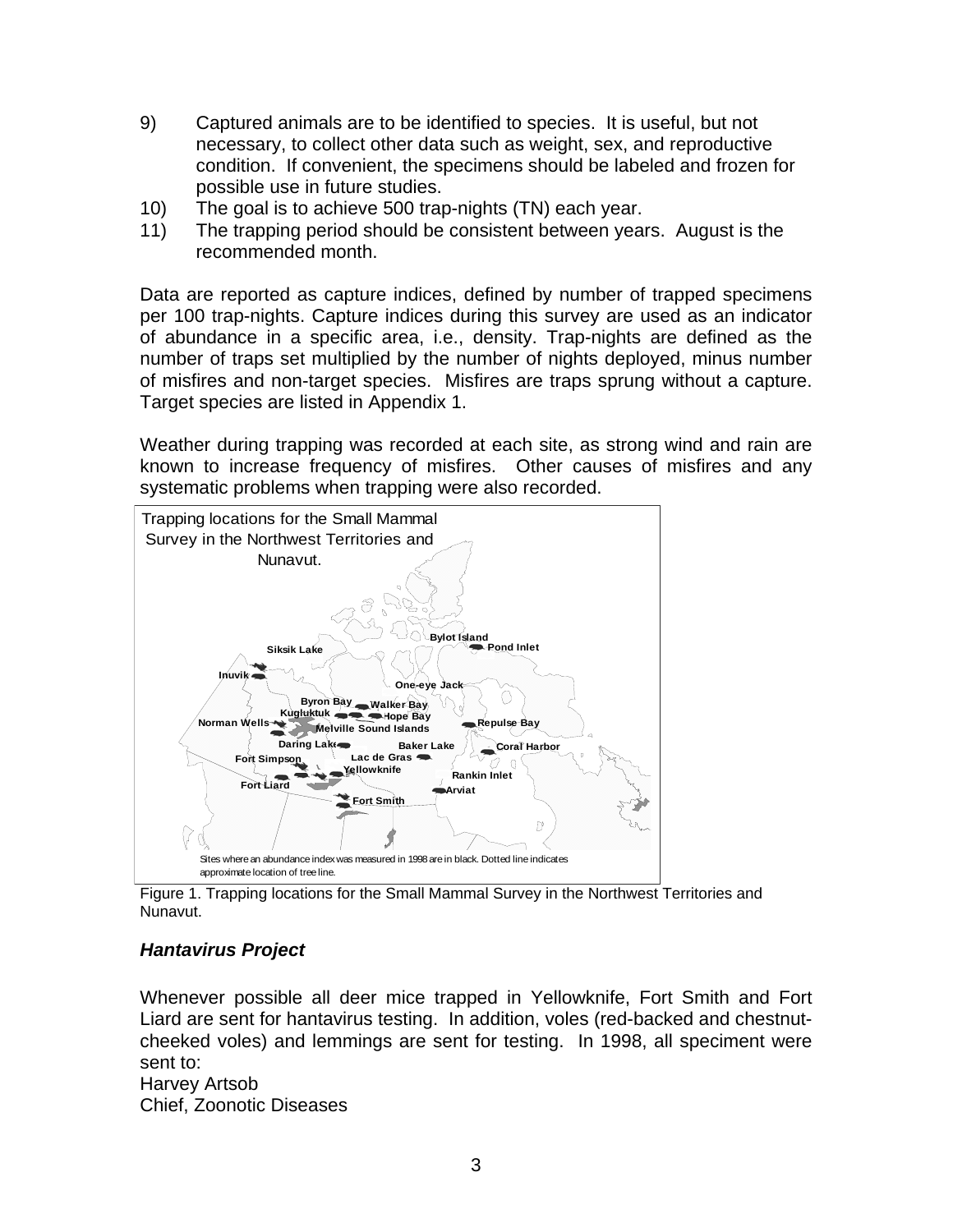9) Captured animals are to be identified to species. It is useful, but not necessary, to collect other data such as weight, sex, and reproductive condition. If convenient, the specimens should be labeled and frozen for possible use in future studies.
10) The goal is to achieve 500 trap-nights (TN) each year.
11) The trapping period should be consistent between years. August is the recommended month.

Data are reported as capture indices, defined by number of trapped specimens per 100 trap-nights. Capture indices during this survey are used as an indicator of abundance in a specific area, i.e., density. Trap-nights are defined as the number of traps set multiplied by the number of nights deployed, minus number of misfires and non-target species. Misfires are traps sprung without a capture. Target species are listed in Appendix 1.

Weather during trapping was recorded at each site, as strong wind and rain are known to increase frequency of misfires. Other causes of misfires and any systematic problems when trapping were also recorded.

Trapping locations for the Small Mammal Survey in the Northwest Territories and Nunavut.

Siksik Lake, Inuvik, Bylot Island, Pond Inlet, One-eye Jack, Byron Bay, Walker Bay, Kugluktuk, Hope Bay, Norman Wells, Melville Sound Islands, Repulse Bay, Daring Lake, Baker Lake, Coral Harbor, Fort Simpson, Lac de Gras, Yellowknife, Rankin Inlet, Fort Liard, Arviat, Fort Smith

Sites where an abundance index was measured in 1998 are in black. Dotted line indicates approximate location of tree line.

Figure 1. Trapping locations for the Small Mammal Survey in the Northwest Territories and Nunavut.

### ***Hantavirus Project***

Whenever possible all deer mice trapped in Yellowknife, Fort Smith and Fort Liard are sent for hantavirus testing. In addition, voles (red-backed and chestnut-cheeked voles) and lemmings are sent for testing. In 1998, all speciment were sent to:
Harvey Artsob
Chief, Zoonotic Diseases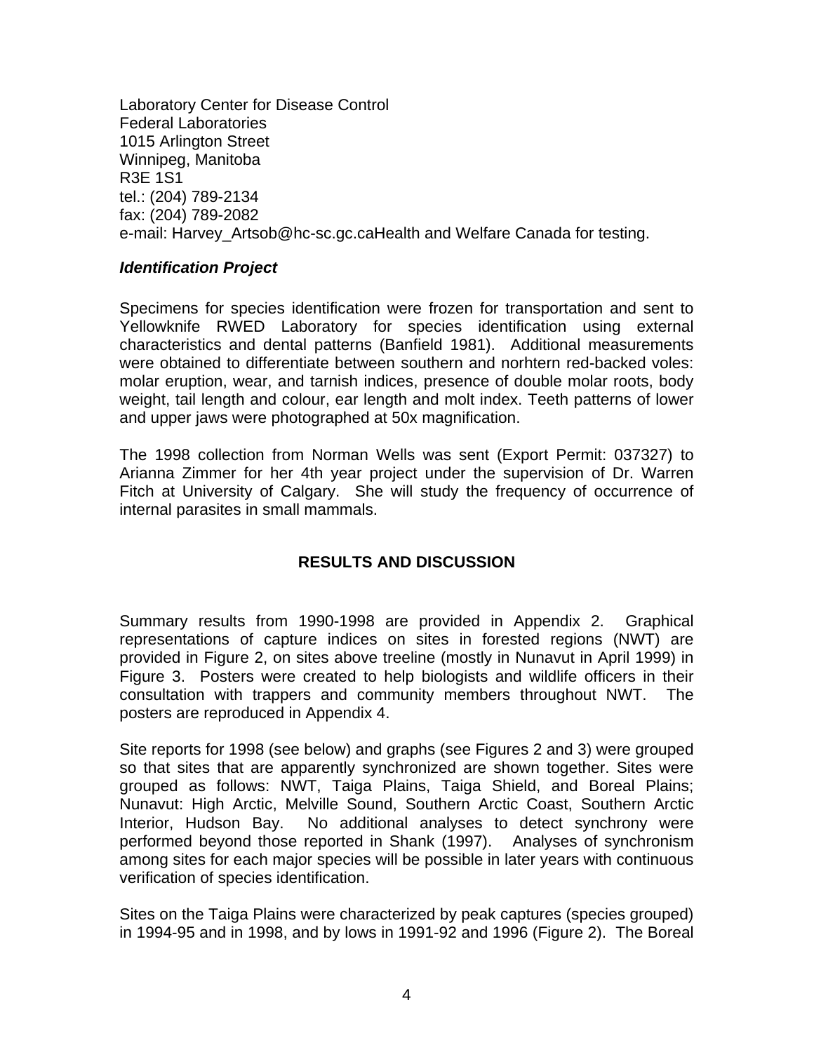Laboratory Center for Disease Control
Federal Laboratories
1015 Arlington Street
Winnipeg, Manitoba
R3E 1S1
tel.: (204) 789-2134
fax: (204) 789-2082
e-mail: Harvey_Artsob@hc-sc.gc.caHealth and Welfare Canada for testing.

***Identification Project***

Specimens for species identification were frozen for transportation and sent to Yellowknife RWED Laboratory for species identification using external characteristics and dental patterns (Banfield 1981). Additional measurements were obtained to differentiate between southern and norhtern red-backed voles: molar eruption, wear, and tarnish indices, presence of double molar roots, body weight, tail length and colour, ear length and molt index. Teeth patterns of lower and upper jaws were photographed at 50x magnification.

The 1998 collection from Norman Wells was sent (Export Permit: 037327) to Arianna Zimmer for her 4th year project under the supervision of Dr. Warren Fitch at University of Calgary. She will study the frequency of occurrence of internal parasites in small mammals.

## RESULTS AND DISCUSSION

Summary results from 1990-1998 are provided in Appendix 2. Graphical representations of capture indices on sites in forested regions (NWT) are provided in Figure 2, on sites above treeline (mostly in Nunavut in April 1999) in Figure 3. Posters were created to help biologists and wildlife officers in their consultation with trappers and community members throughout NWT. The posters are reproduced in Appendix 4.

Site reports for 1998 (see below) and graphs (see Figures 2 and 3) were grouped so that sites that are apparently synchronized are shown together. Sites were grouped as follows: NWT, Taiga Plains, Taiga Shield, and Boreal Plains; Nunavut: High Arctic, Melville Sound, Southern Arctic Coast, Southern Arctic Interior, Hudson Bay. No additional analyses to detect synchrony were performed beyond those reported in Shank (1997). Analyses of synchronism among sites for each major species will be possible in later years with continuous verification of species identification.

Sites on the Taiga Plains were characterized by peak captures (species grouped) in 1994-95 and in 1998, and by lows in 1991-92 and 1996 (Figure 2). The Boreal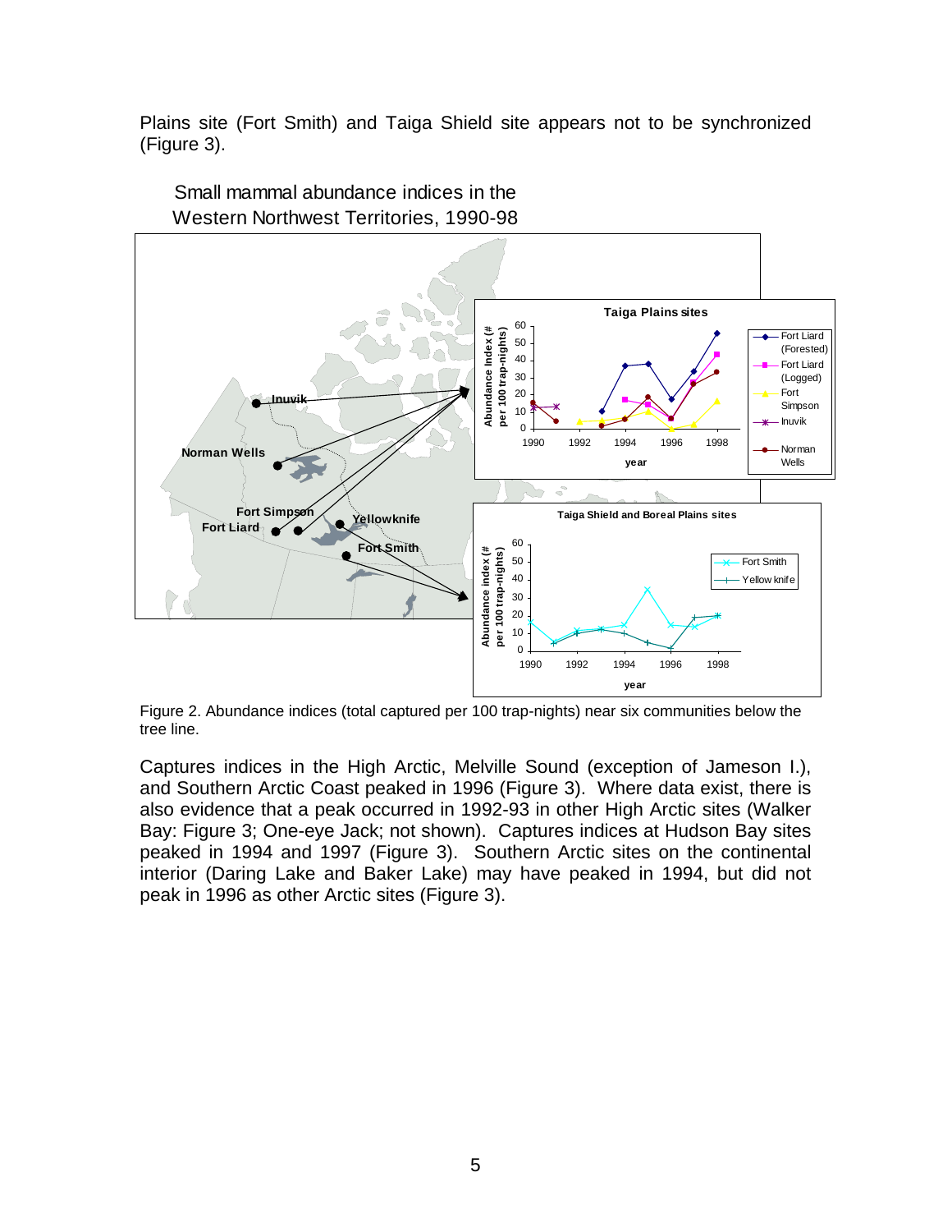Plains site (Fort Smith) and Taiga Shield site appears not to be synchronized (Figure 3).

Small mammal abundance indices in the Western Northwest Territories, 1990-98

Figure 2. Abundance indices (total captured per 100 trap-nights) near six communities below the tree line.

Captures indices in the High Arctic, Melville Sound (exception of Jameson I.), and Southern Arctic Coast peaked in 1996 (Figure 3). Where data exist, there is also evidence that a peak occurred in 1992-93 in other High Arctic sites (Walker Bay: Figure 3; One-eye Jack; not shown). Captures indices at Hudson Bay sites peaked in 1994 and 1997 (Figure 3). Southern Arctic sites on the continental interior (Daring Lake and Baker Lake) may have peaked in 1994, but did not peak in 1996 as other Arctic sites (Figure 3).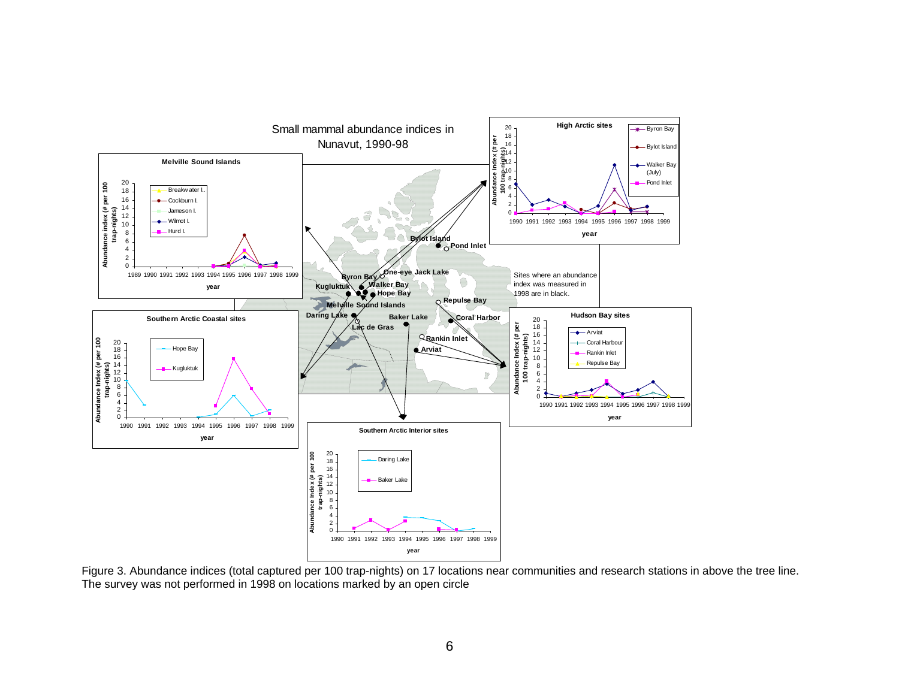Small mammal abundance indices in Nunavut, 1990-98

Figure 3. Abundance indices (total captured per 100 trap-nights) on 17 locations near communities and research stations in above the tree line. The survey was not performed in 1998 on locations marked by an open circle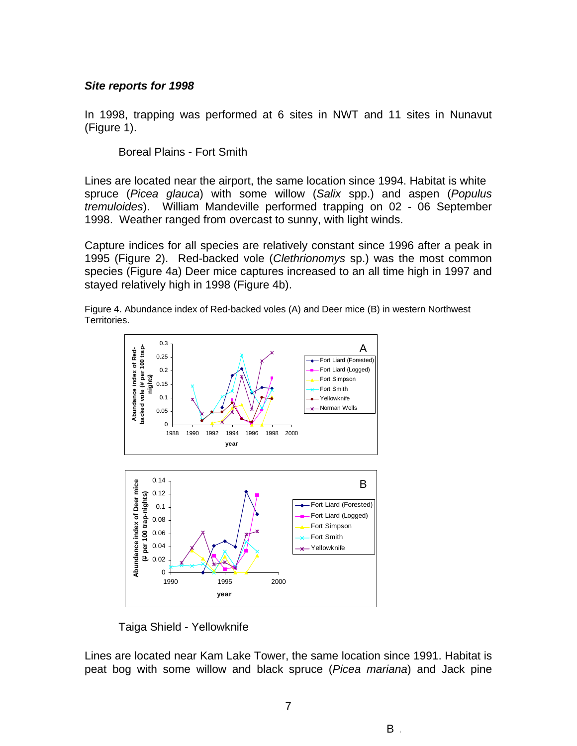### *Site reports for 1998*

In 1998, trapping was performed at 6 sites in NWT and 11 sites in Nunavut (Figure 1).

Boreal Plains - Fort Smith

Lines are located near the airport, the same location since 1994. Habitat is white spruce (*Picea glauca*) with some willow (*Salix* spp.) and aspen (*Populus tremuloides*). William Mandeville performed trapping on 02 - 06 September 1998. Weather ranged from overcast to sunny, with light winds.

Capture indices for all species are relatively constant since 1996 after a peak in 1995 (Figure 2). Red-backed vole (*Clethrionomys* sp.) was the most common species (Figure 4a) Deer mice captures increased to an all time high in 1997 and stayed relatively high in 1998 (Figure 4b).

Figure 4. Abundance index of Red-backed voles (A) and Deer mice (B) in western Northwest Territories.

Taiga Shield - Yellowknife

Lines are located near Kam Lake Tower, the same location since 1991. Habitat is peat bog with some willow and black spruce (*Picea mariana*) and Jack pine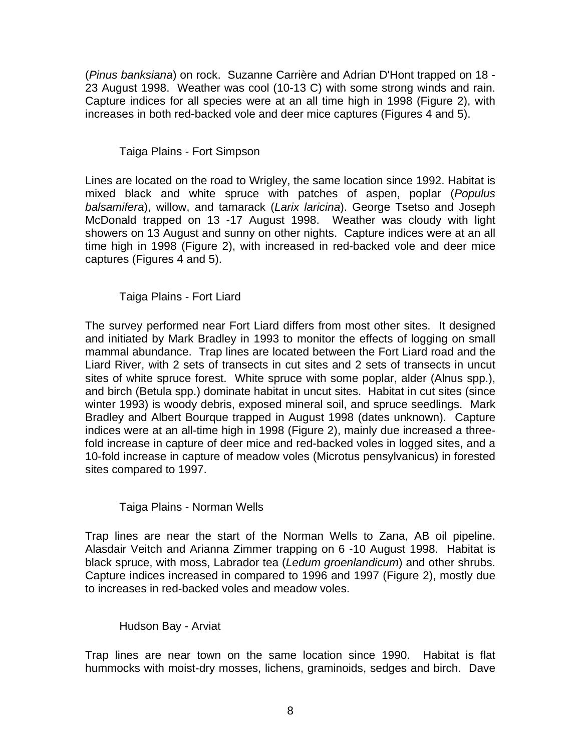(*Pinus banksiana*) on rock. Suzanne Carrière and Adrian D'Hont trapped on 18 - 23 August 1998. Weather was cool (10-13 C) with some strong winds and rain. Capture indices for all species were at an all time high in 1998 (Figure 2), with increases in both red-backed vole and deer mice captures (Figures 4 and 5).

### Taiga Plains - Fort Simpson

Lines are located on the road to Wrigley, the same location since 1992. Habitat is mixed black and white spruce with patches of aspen, poplar (*Populus balsamifera*), willow, and tamarack (*Larix laricina*). George Tsetso and Joseph McDonald trapped on 13 -17 August 1998. Weather was cloudy with light showers on 13 August and sunny on other nights. Capture indices were at an all time high in 1998 (Figure 2), with increased in red-backed vole and deer mice captures (Figures 4 and 5).

### Taiga Plains - Fort Liard

The survey performed near Fort Liard differs from most other sites. It designed and initiated by Mark Bradley in 1993 to monitor the effects of logging on small mammal abundance. Trap lines are located between the Fort Liard road and the Liard River, with 2 sets of transects in cut sites and 2 sets of transects in uncut sites of white spruce forest. White spruce with some poplar, alder (Alnus spp.), and birch (Betula spp.) dominate habitat in uncut sites. Habitat in cut sites (since winter 1993) is woody debris, exposed mineral soil, and spruce seedlings. Mark Bradley and Albert Bourque trapped in August 1998 (dates unknown). Capture indices were at an all-time high in 1998 (Figure 2), mainly due increased a three-fold increase in capture of deer mice and red-backed voles in logged sites, and a 10-fold increase in capture of meadow voles (Microtus pensylvanicus) in forested sites compared to 1997.

### Taiga Plains - Norman Wells

Trap lines are near the start of the Norman Wells to Zana, AB oil pipeline. Alasdair Veitch and Arianna Zimmer trapping on 6 -10 August 1998. Habitat is black spruce, with moss, Labrador tea (*Ledum groenlandicum*) and other shrubs. Capture indices increased in compared to 1996 and 1997 (Figure 2), mostly due to increases in red-backed voles and meadow voles.

### Hudson Bay - Arviat

Trap lines are near town on the same location since 1990. Habitat is flat hummocks with moist-dry mosses, lichens, graminoids, sedges and birch. Dave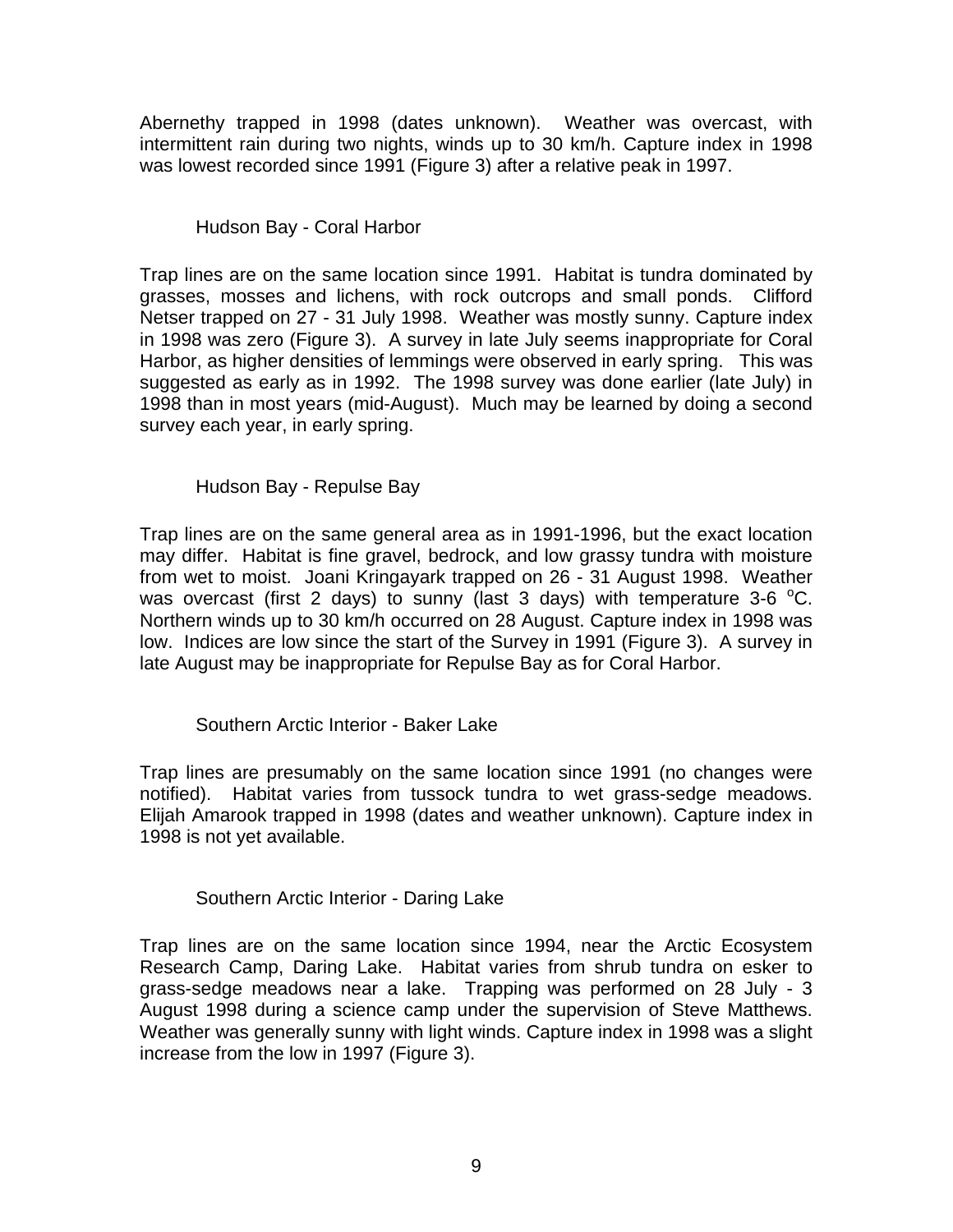Abernethy trapped in 1998 (dates unknown). Weather was overcast, with intermittent rain during two nights, winds up to 30 km/h. Capture index in 1998 was lowest recorded since 1991 (Figure 3) after a relative peak in 1997.

### Hudson Bay - Coral Harbor

Trap lines are on the same location since 1991. Habitat is tundra dominated by grasses, mosses and lichens, with rock outcrops and small ponds. Clifford Netser trapped on 27 - 31 July 1998. Weather was mostly sunny. Capture index in 1998 was zero (Figure 3). A survey in late July seems inappropriate for Coral Harbor, as higher densities of lemmings were observed in early spring. This was suggested as early as in 1992. The 1998 survey was done earlier (late July) in 1998 than in most years (mid-August). Much may be learned by doing a second survey each year, in early spring.

### Hudson Bay - Repulse Bay

Trap lines are on the same general area as in 1991-1996, but the exact location may differ. Habitat is fine gravel, bedrock, and low grassy tundra with moisture from wet to moist. Joani Kringayark trapped on 26 - 31 August 1998. Weather was overcast (first 2 days) to sunny (last 3 days) with temperature 3-6 $^{o}$C. Northern winds up to 30 km/h occurred on 28 August. Capture index in 1998 was low. Indices are low since the start of the Survey in 1991 (Figure 3). A survey in late August may be inappropriate for Repulse Bay as for Coral Harbor.

### Southern Arctic Interior - Baker Lake

Trap lines are presumably on the same location since 1991 (no changes were notified). Habitat varies from tussock tundra to wet grass-sedge meadows. Elijah Amarook trapped in 1998 (dates and weather unknown). Capture index in 1998 is not yet available.

### Southern Arctic Interior - Daring Lake

Trap lines are on the same location since 1994, near the Arctic Ecosystem Research Camp, Daring Lake. Habitat varies from shrub tundra on esker to grass-sedge meadows near a lake. Trapping was performed on 28 July - 3 August 1998 during a science camp under the supervision of Steve Matthews. Weather was generally sunny with light winds. Capture index in 1998 was a slight increase from the low in 1997 (Figure 3).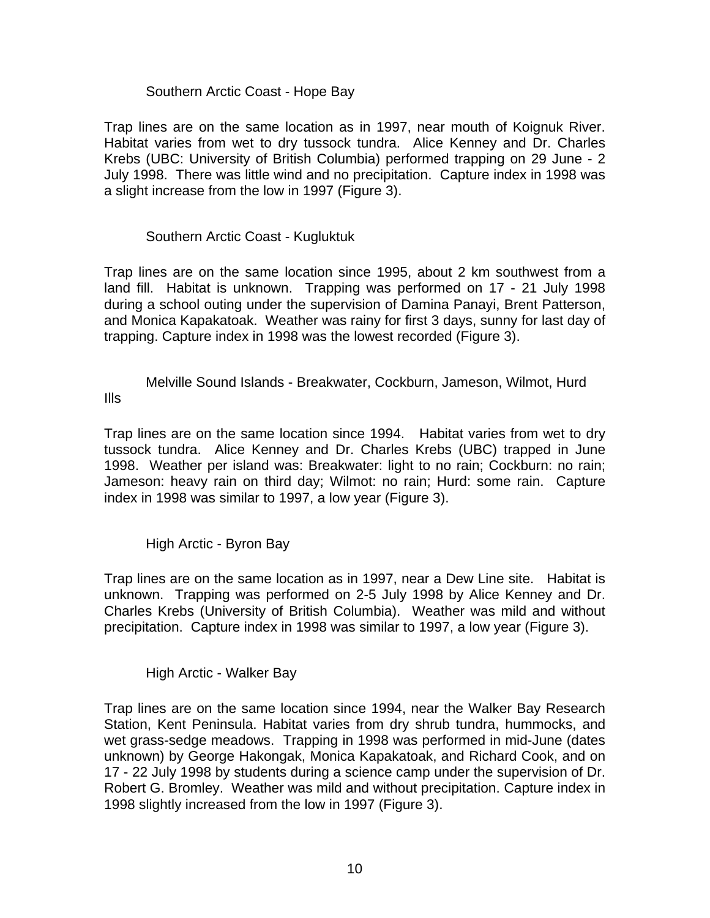### Southern Arctic Coast - Hope Bay

Trap lines are on the same location as in 1997, near mouth of Koignuk River. Habitat varies from wet to dry tussock tundra. Alice Kenney and Dr. Charles Krebs (UBC: University of British Columbia) performed trapping on 29 June - 2 July 1998. There was little wind and no precipitation. Capture index in 1998 was a slight increase from the low in 1997 (Figure 3).

### Southern Arctic Coast - Kugluktuk

Trap lines are on the same location since 1995, about 2 km southwest from a land fill. Habitat is unknown. Trapping was performed on 17 - 21 July 1998 during a school outing under the supervision of Damina Panayi, Brent Patterson, and Monica Kapakatoak. Weather was rainy for first 3 days, sunny for last day of trapping. Capture index in 1998 was the lowest recorded (Figure 3).

### Melville Sound Islands - Breakwater, Cockburn, Jameson, Wilmot, Hurd Ills

Trap lines are on the same location since 1994. Habitat varies from wet to dry tussock tundra. Alice Kenney and Dr. Charles Krebs (UBC) trapped in June 1998. Weather per island was: Breakwater: light to no rain; Cockburn: no rain; Jameson: heavy rain on third day; Wilmot: no rain; Hurd: some rain. Capture index in 1998 was similar to 1997, a low year (Figure 3).

### High Arctic - Byron Bay

Trap lines are on the same location as in 1997, near a Dew Line site. Habitat is unknown. Trapping was performed on 2-5 July 1998 by Alice Kenney and Dr. Charles Krebs (University of British Columbia). Weather was mild and without precipitation. Capture index in 1998 was similar to 1997, a low year (Figure 3).

### High Arctic - Walker Bay

Trap lines are on the same location since 1994, near the Walker Bay Research Station, Kent Peninsula. Habitat varies from dry shrub tundra, hummocks, and wet grass-sedge meadows. Trapping in 1998 was performed in mid-June (dates unknown) by George Hakongak, Monica Kapakatoak, and Richard Cook, and on 17 - 22 July 1998 by students during a science camp under the supervision of Dr. Robert G. Bromley. Weather was mild and without precipitation. Capture index in 1998 slightly increased from the low in 1997 (Figure 3).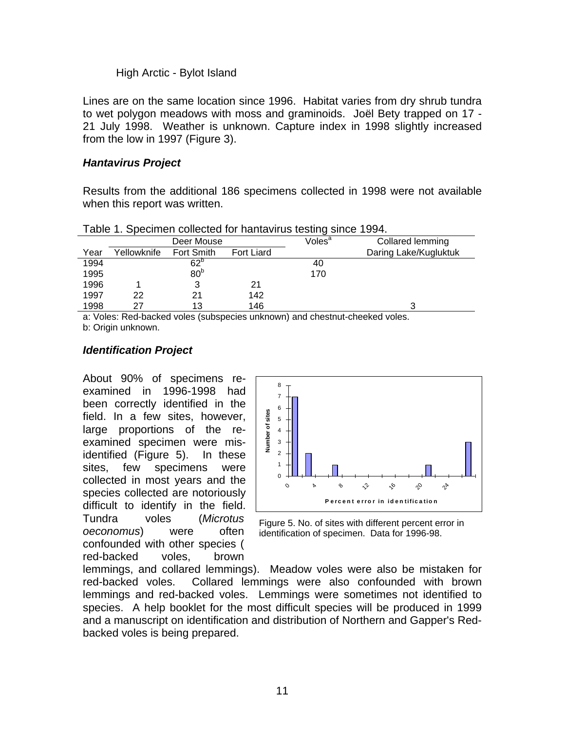High Arctic - Bylot Island

Lines are on the same location since 1996. Habitat varies from dry shrub tundra to wet polygon meadows with moss and graminoids. Joël Bety trapped on 17 - 21 July 1998. Weather is unknown. Capture index in 1998 slightly increased from the low in 1997 (Figure 3).

### *Hantavirus Project*

Results from the additional 186 specimens collected in 1998 were not available when this report was written.

Table 1. Specimen collected for hantavirus testing since 1994.

| | Deer Mouse | | | Voles[a] | Collared lemming |
|---|---|---|---|---|---|
| Year | Yellowknife | Fort Smith | Fort Liard | | Daring Lake/Kugluktuk |
| 1994 | | 62[b] | | 40 | |
| 1995 | | 80[b] | | 170 | |
| 1996 | 1 | 3 | 21 | | |
| 1997 | 22 | 21 | 142 | | |
| 1998 | 27 | 13 | 146 | | 3 |

a: Voles: Red-backed voles (subspecies unknown) and chestnut-cheeked voles.
b: Origin unknown.

### *Identification Project*

About 90% of specimens re-examined in 1996-1998 had been correctly identified in the field. In a few sites, however, large proportions of the re-examined specimen were mis-identified (Figure 5). In these sites, few specimens were collected in most years and the species collected are notoriously difficult to identify in the field. Tundra voles (*Microtus oeconomus*) were often confounded with other species ( red-backed voles, brown lemmings, and collared lemmings). Meadow voles were also be mistaken for red-backed voles. Collared lemmings were also confounded with brown lemmings and red-backed voles. Lemmings were sometimes not identified to species. A help booklet for the most difficult species will be produced in 1999 and a manuscript on identification and distribution of Northern and Gapper's Red-backed voles is being prepared.

Figure 5. No. of sites with different percent error in identification of specimen. Data for 1996-98.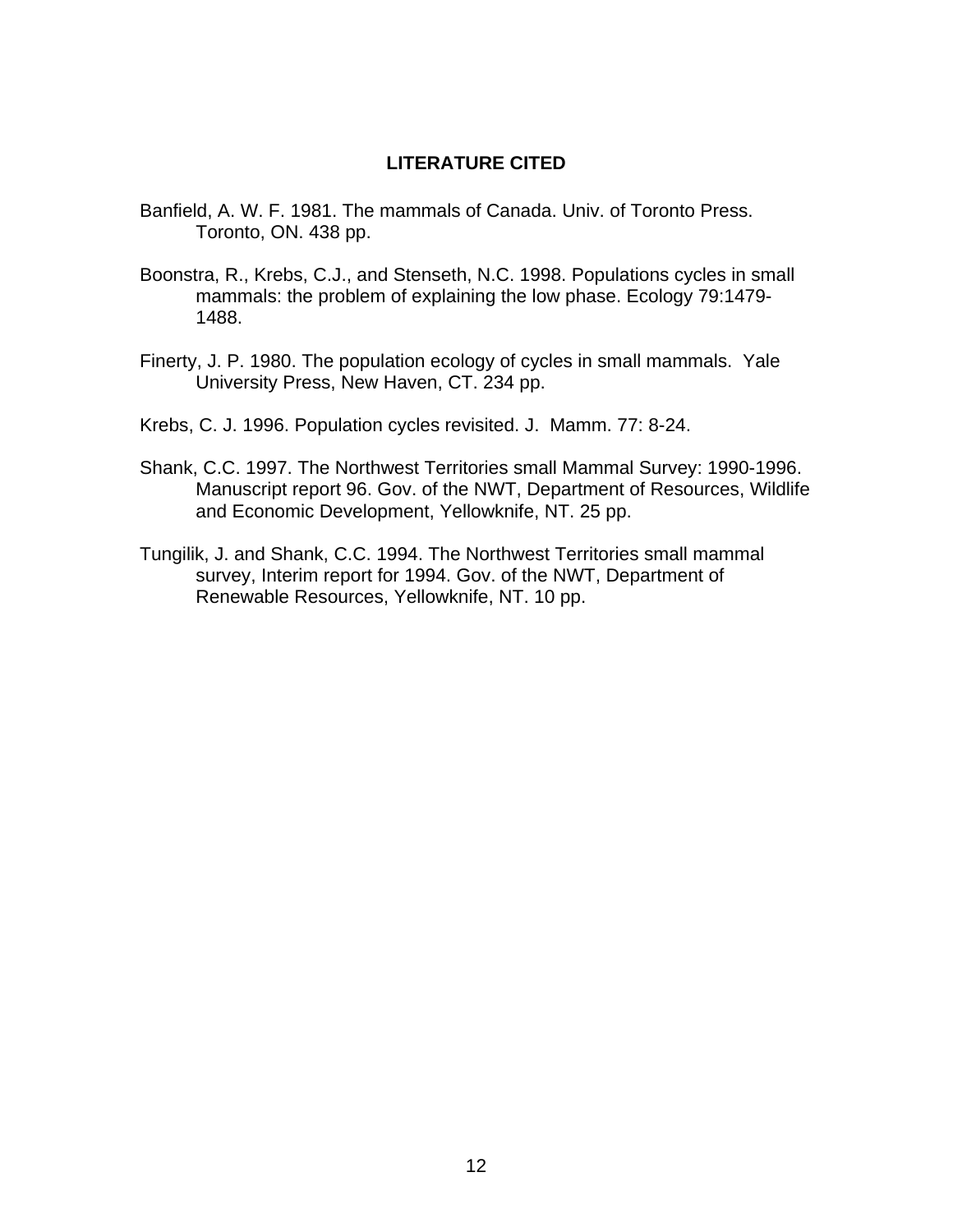## LITERATURE CITED

Banfield, A. W. F. 1981. The mammals of Canada. Univ. of Toronto Press. Toronto, ON. 438 pp.

Boonstra, R., Krebs, C.J., and Stenseth, N.C. 1998. Populations cycles in small mammals: the problem of explaining the low phase. Ecology 79:1479-1488.

Finerty, J. P. 1980. The population ecology of cycles in small mammals. Yale University Press, New Haven, CT. 234 pp.

Krebs, C. J. 1996. Population cycles revisited. J. Mamm. 77: 8-24.

Shank, C.C. 1997. The Northwest Territories small Mammal Survey: 1990-1996. Manuscript report 96. Gov. of the NWT, Department of Resources, Wildlife and Economic Development, Yellowknife, NT. 25 pp.

Tungilik, J. and Shank, C.C. 1994. The Northwest Territories small mammal survey, Interim report for 1994. Gov. of the NWT, Department of Renewable Resources, Yellowknife, NT. 10 pp.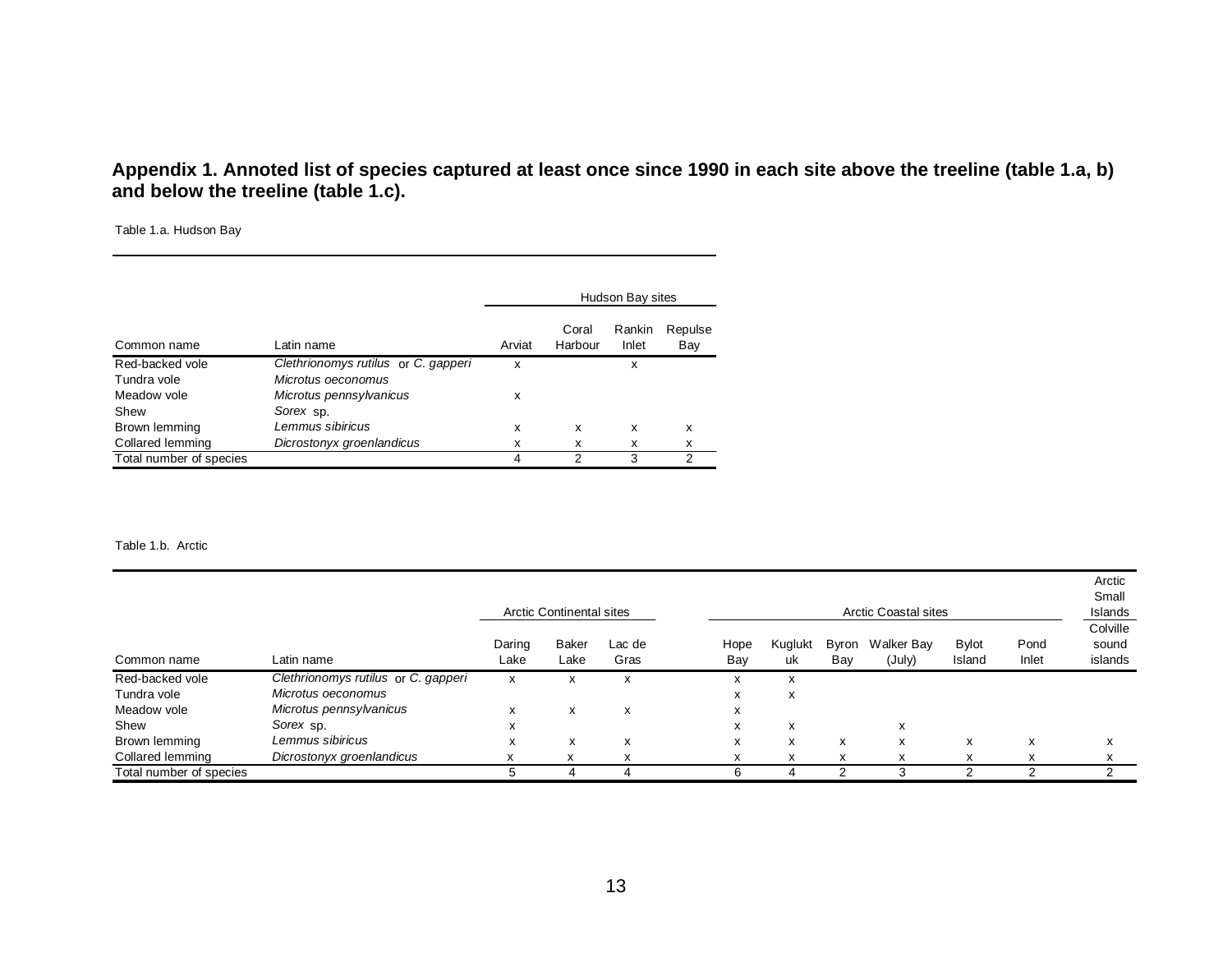**Appendix 1. Annoted list of species captured at least once since 1990 in each site above the treeline (table 1.a, b) and below the treeline (table 1.c).**

Table 1.a. Hudson Bay

| | | Hudson Bay sites | | | |
|---|---|---|---|---|---|
| Common name | Latin name | Arviat | Coral Harbour | Rankin Inlet | Repulse Bay |
| Red-backed vole | *Clethrionomys rutilus* or *C. gapperi* | x | | x | |
| Tundra vole | *Microtus oeconomus* | | | | |
| Meadow vole | *Microtus pennsylvanicus* | x | | | |
| Shew | *Sorex* sp. | | | | |
| Brown lemming | *Lemmus sibiricus* | x | x | x | x |
| Collared lemming | *Dicrostonyx groenlandicus* | x | x | x | x |
| Total number of species | | 4 | 2 | 3 | 2 |

Table 1.b. Arctic

| | | Arctic Continental sites | | | Arctic Coastal sites | | | | | | Arctic Small Islands |
|---|---|---|---|---|---|---|---|---|---|---|---|
| Common name | Latin name | Daring Lake | Baker Lake | Lac de Gras | Hope Bay | Kugluktuk | Byron Bay | Walker Bay (July) | Bylot Island | Pond Inlet | Colville sound islands |
| Red-backed vole | *Clethrionomys rutilus* or *C. gapperi* | x | x | x | x | x | | | | | |
| Tundra vole | *Microtus oeconomus* | | | | x | x | | | | | |
| Meadow vole | *Microtus pennsylvanicus* | x | x | x | x | | | | | | |
| Shew | *Sorex* sp. | x | | | x | x | | x | | | |
| Brown lemming | *Lemmus sibiricus* | x | x | x | x | x | x | x | x | x | x |
| Collared lemming | *Dicrostonyx groenlandicus* | x | x | x | x | x | x | x | x | x | x |
| Total number of species | | 5 | 4 | 4 | 6 | 4 | 2 | 3 | 2 | 2 | 2 |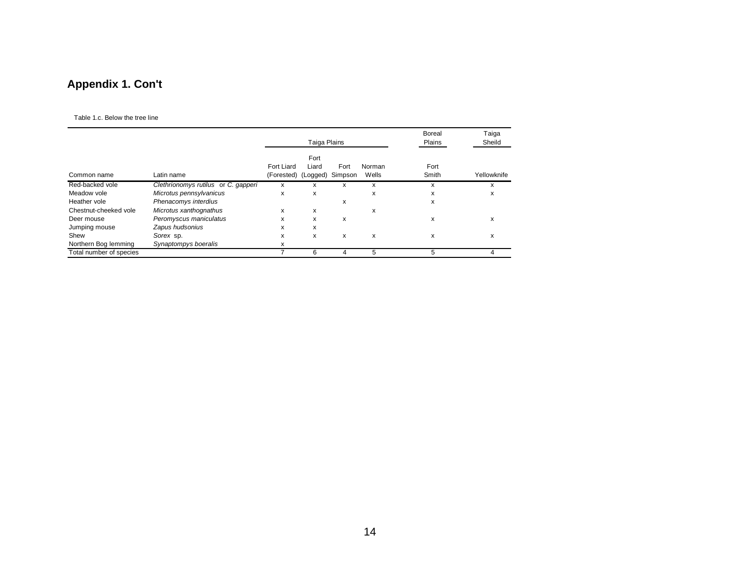## Appendix 1. Con't

Table 1.c. Below the tree line

| | | Taiga Plains | | | | Boreal Plains | Taiga Sheild |
|---|---|---|---|---|---|---|---|
| Common name | Latin name | Fort Liard (Forested) | Fort Liard (Logged) | Fort Simpson | Norman Wells | Fort Smith | Yellowknife |
| Red-backed vole | *Clethrionomys rutilus* or *C. gapperi* | x | x | x | x | x | x |
| Meadow vole | *Microtus pennsylvanicus* | x | x | | x | x | x |
| Heather vole | *Phenacomys interdius* | | | x | | x | |
| Chestnut-cheeked vole | *Microtus xanthognathus* | x | x | | x | | |
| Deer mouse | *Peromyscus maniculatus* | x | x | x | | x | x |
| Jumping mouse | *Zapus hudsonius* | x | x | | | | |
| Shew | *Sorex* sp. | x | x | x | x | x | x |
| Northern Bog lemming | *Synaptompys boeralis* | x | | | | | |
| Total number of species | | 7 | 6 | 4 | 5 | 5 | 4 |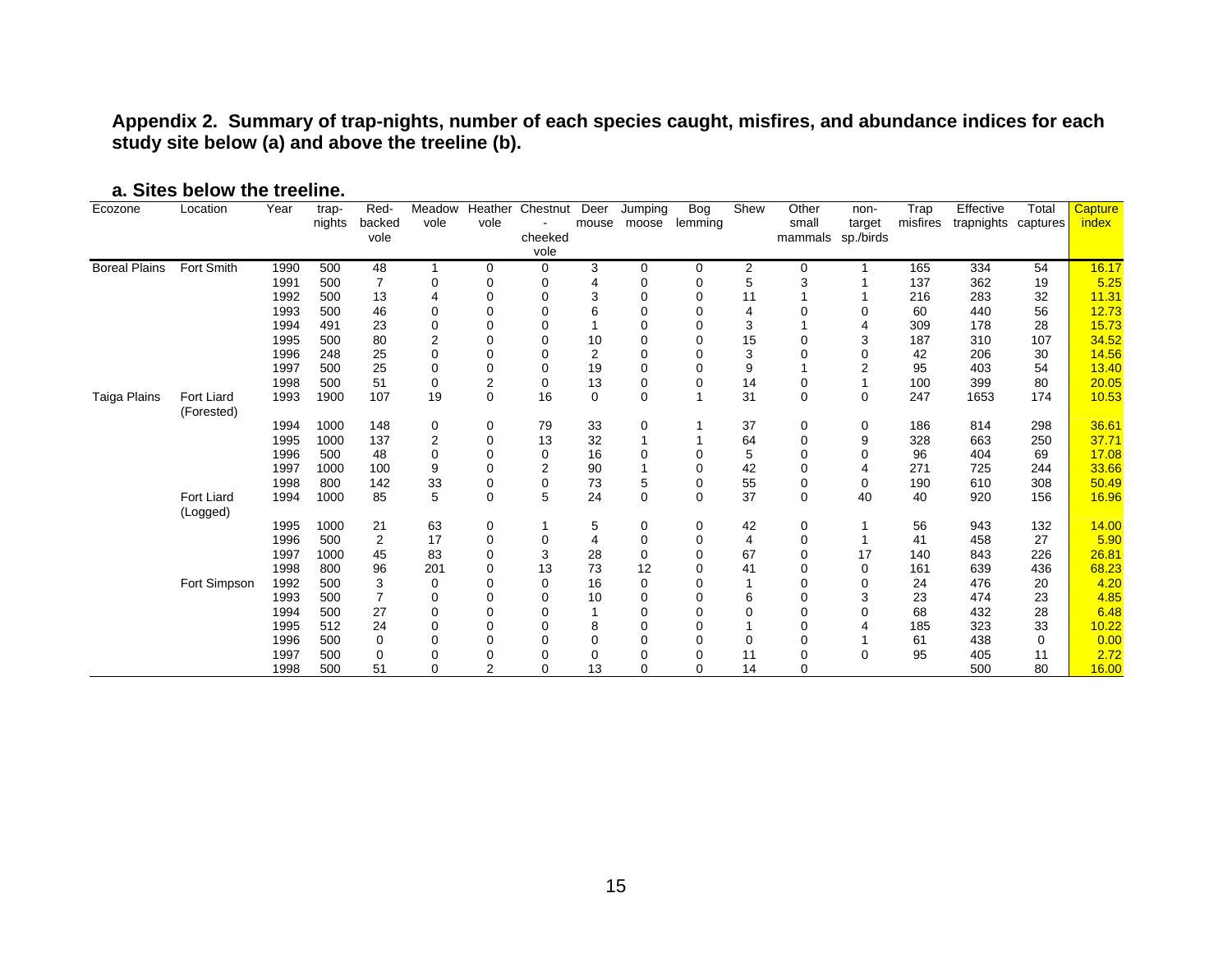**Appendix 2. Summary of trap-nights, number of each species caught, misfires, and abundance indices for each study site below (a) and above the treeline (b).**

**a. Sites below the treeline.**

| Ecozone | Location | Year | trap-nights | Red-backed vole | Meadow vole | Heather vole | Chestnut - cheeked vole | Deer mouse | Jumping moose | Bog lemming | Shew | Other small mammals | non-target sp./birds | Trap misfires | Effective trapnights | Total captures | Capture index |
|---|---|---|---|---|---|---|---|---|---|---|---|---|---|---|---|---|---|
| Boreal Plains | Fort Smith | 1990 | 500 | 48 | 1 | 0 | 0 | 3 | 0 | 0 | 2 | 0 | 1 | 165 | 334 | 54 | 16.17 |
| | | 1991 | 500 | 7 | 0 | 0 | 0 | 4 | 0 | 0 | 5 | 3 | 1 | 137 | 362 | 19 | 5.25 |
| | | 1992 | 500 | 13 | 4 | 0 | 0 | 3 | 0 | 0 | 11 | 1 | 1 | 216 | 283 | 32 | 11.31 |
| | | 1993 | 500 | 46 | 0 | 0 | 0 | 6 | 0 | 0 | 4 | 0 | 0 | 60 | 440 | 56 | 12.73 |
| | | 1994 | 491 | 23 | 0 | 0 | 0 | 1 | 0 | 0 | 3 | 1 | 4 | 309 | 178 | 28 | 15.73 |
| | | 1995 | 500 | 80 | 2 | 0 | 0 | 10 | 0 | 0 | 15 | 0 | 3 | 187 | 310 | 107 | 34.52 |
| | | 1996 | 248 | 25 | 0 | 0 | 0 | 2 | 0 | 0 | 3 | 0 | 0 | 42 | 206 | 30 | 14.56 |
| | | 1997 | 500 | 25 | 0 | 0 | 0 | 19 | 0 | 0 | 9 | 1 | 2 | 95 | 403 | 54 | 13.40 |
| | | 1998 | 500 | 51 | 0 | 2 | 0 | 13 | 0 | 0 | 14 | 0 | 1 | 100 | 399 | 80 | 20.05 |
| Taiga Plains | Fort Liard (Forested) | 1993 | 1900 | 107 | 19 | 0 | 16 | 0 | 0 | 1 | 31 | 0 | 0 | 247 | 1653 | 174 | 10.53 |
| | | 1994 | 1000 | 148 | 0 | 0 | 79 | 33 | 0 | 1 | 37 | 0 | 0 | 186 | 814 | 298 | 36.61 |
| | | 1995 | 1000 | 137 | 2 | 0 | 13 | 32 | 1 | 1 | 64 | 0 | 9 | 328 | 663 | 250 | 37.71 |
| | | 1996 | 500 | 48 | 0 | 0 | 0 | 16 | 0 | 0 | 5 | 0 | 0 | 96 | 404 | 69 | 17.08 |
| | | 1997 | 1000 | 100 | 9 | 0 | 2 | 90 | 1 | 0 | 42 | 0 | 4 | 271 | 725 | 244 | 33.66 |
| | | 1998 | 800 | 142 | 33 | 0 | 0 | 73 | 5 | 0 | 55 | 0 | 0 | 190 | 610 | 308 | 50.49 |
| | Fort Liard (Logged) | 1994 | 1000 | 85 | 5 | 0 | 5 | 24 | 0 | 0 | 37 | 0 | 40 | 40 | 920 | 156 | 16.96 |
| | | 1995 | 1000 | 21 | 63 | 0 | 1 | 5 | 0 | 0 | 42 | 0 | 1 | 56 | 943 | 132 | 14.00 |
| | | 1996 | 500 | 2 | 17 | 0 | 0 | 4 | 0 | 0 | 4 | 0 | 1 | 41 | 458 | 27 | 5.90 |
| | | 1997 | 1000 | 45 | 83 | 0 | 3 | 28 | 0 | 0 | 67 | 0 | 17 | 140 | 843 | 226 | 26.81 |
| | | 1998 | 800 | 96 | 201 | 0 | 13 | 73 | 12 | 0 | 41 | 0 | 0 | 161 | 639 | 436 | 68.23 |
| | Fort Simpson | 1992 | 500 | 3 | 0 | 0 | 0 | 16 | 0 | 0 | 1 | 0 | 0 | 24 | 476 | 20 | 4.20 |
| | | 1993 | 500 | 7 | 0 | 0 | 0 | 10 | 0 | 0 | 6 | 0 | 3 | 23 | 474 | 23 | 4.85 |
| | | 1994 | 500 | 27 | 0 | 0 | 0 | 1 | 0 | 0 | 0 | 0 | 0 | 68 | 432 | 28 | 6.48 |
| | | 1995 | 512 | 24 | 0 | 0 | 0 | 8 | 0 | 0 | 1 | 0 | 4 | 185 | 323 | 33 | 10.22 |
| | | 1996 | 500 | 0 | 0 | 0 | 0 | 0 | 0 | 0 | 0 | 0 | 1 | 61 | 438 | 0 | 0.00 |
| | | 1997 | 500 | 0 | 0 | 0 | 0 | 0 | 0 | 0 | 11 | 0 | 0 | 95 | 405 | 11 | 2.72 |
| | | 1998 | 500 | 51 | 0 | 2 | 0 | 13 | 0 | 0 | 14 | 0 | | | 500 | 80 | 16.00 |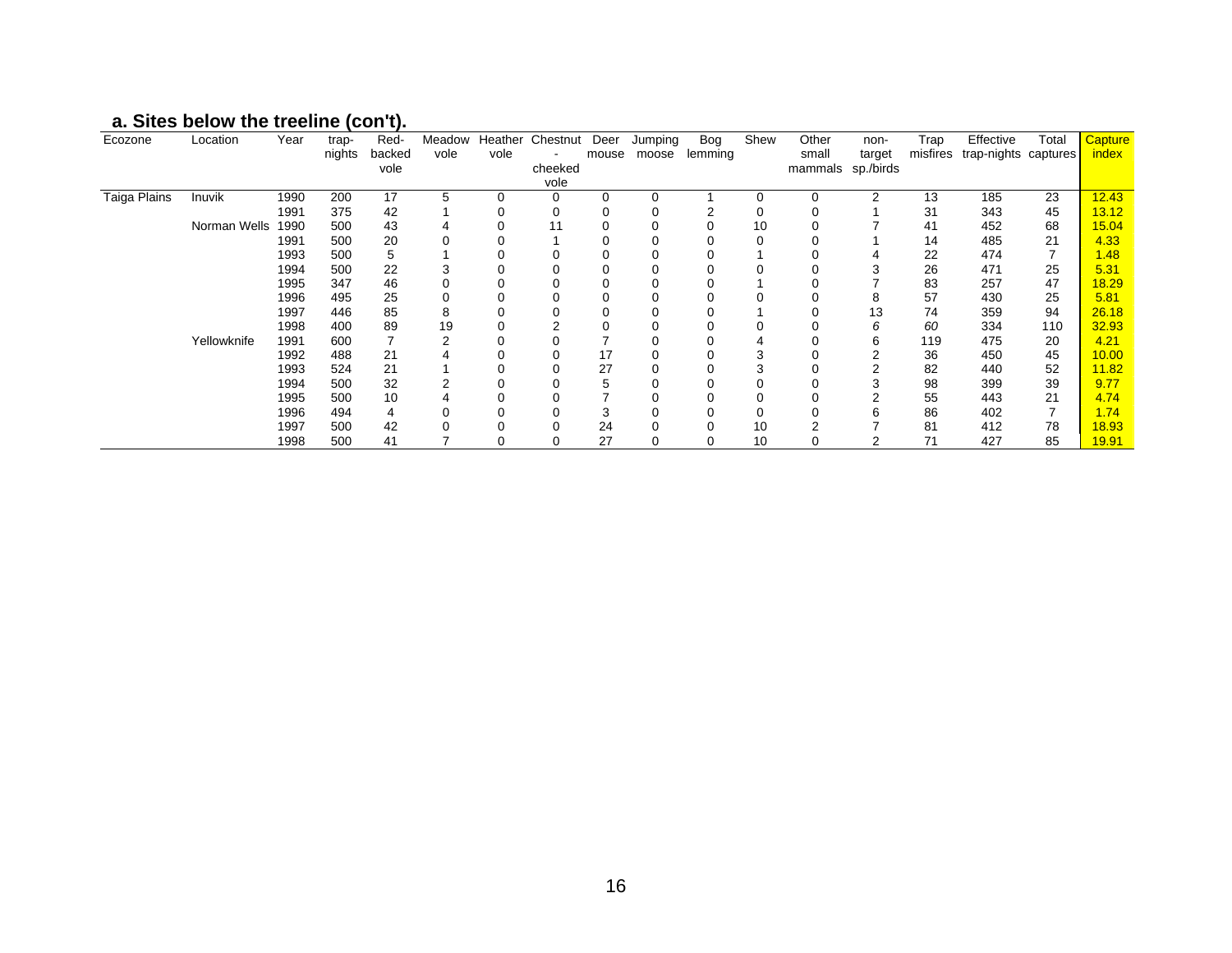## a. Sites below the treeline (con't).

| Ecozone | Location | Year | trap-nights | Red-backed vole | Meadow vole | Heather vole | Chestnut-cheeked vole | Deer mouse | Jumping moose | Bog lemming | Shew | Other small mammals | non-target sp./birds | Trap misfires | Effective trap-nights | Total captures | Capture index |
|---|---|---|---|---|---|---|---|---|---|---|---|---|---|---|---|---|---|
| Taiga Plains | Inuvik | 1990 | 200 | 17 | 5 | 0 | 0 | 0 | 0 | 1 | 0 | 0 | 2 | 13 | 185 | 23 | 12.43 |
| | | 1991 | 375 | 42 | 1 | 0 | 0 | 0 | 0 | 2 | 0 | 0 | 1 | 31 | 343 | 45 | 13.12 |
| | Norman Wells | 1990 | 500 | 43 | 4 | 0 | 11 | 0 | 0 | 0 | 10 | 0 | 7 | 41 | 452 | 68 | 15.04 |
| | | 1991 | 500 | 20 | 0 | 0 | 1 | 0 | 0 | 0 | 0 | 0 | 1 | 14 | 485 | 21 | 4.33 |
| | | 1993 | 500 | 5 | 1 | 0 | 0 | 0 | 0 | 0 | 1 | 0 | 4 | 22 | 474 | 7 | 1.48 |
| | | 1994 | 500 | 22 | 3 | 0 | 0 | 0 | 0 | 0 | 0 | 0 | 3 | 26 | 471 | 25 | 5.31 |
| | | 1995 | 347 | 46 | 0 | 0 | 0 | 0 | 0 | 0 | 1 | 0 | 7 | 83 | 257 | 47 | 18.29 |
| | | 1996 | 495 | 25 | 0 | 0 | 0 | 0 | 0 | 0 | 0 | 0 | 8 | 57 | 430 | 25 | 5.81 |
| | | 1997 | 446 | 85 | 8 | 0 | 0 | 0 | 0 | 0 | 1 | 0 | 13 | 74 | 359 | 94 | 26.18 |
| | | 1998 | 400 | 89 | 19 | 0 | 2 | 0 | 0 | 0 | 0 | 0 | *6* | *60* | 334 | 110 | 32.93 |
| | Yellowknife | 1991 | 600 | 7 | 2 | 0 | 0 | 7 | 0 | 0 | 4 | 0 | 6 | 119 | 475 | 20 | 4.21 |
| | | 1992 | 488 | 21 | 4 | 0 | 0 | 17 | 0 | 0 | 3 | 0 | 2 | 36 | 450 | 45 | 10.00 |
| | | 1993 | 524 | 21 | 1 | 0 | 0 | 27 | 0 | 0 | 3 | 0 | 2 | 82 | 440 | 52 | 11.82 |
| | | 1994 | 500 | 32 | 2 | 0 | 0 | 5 | 0 | 0 | 0 | 0 | 3 | 98 | 399 | 39 | 9.77 |
| | | 1995 | 500 | 10 | 4 | 0 | 0 | 7 | 0 | 0 | 0 | 0 | 2 | 55 | 443 | 21 | 4.74 |
| | | 1996 | 494 | 4 | 0 | 0 | 0 | 3 | 0 | 0 | 0 | 0 | 6 | 86 | 402 | 7 | 1.74 |
| | | 1997 | 500 | 42 | 0 | 0 | 0 | 24 | 0 | 0 | 10 | 2 | 7 | 81 | 412 | 78 | 18.93 |
| | | 1998 | 500 | 41 | 7 | 0 | 0 | 27 | 0 | 0 | 10 | 0 | 2 | 71 | 427 | 85 | 19.91 |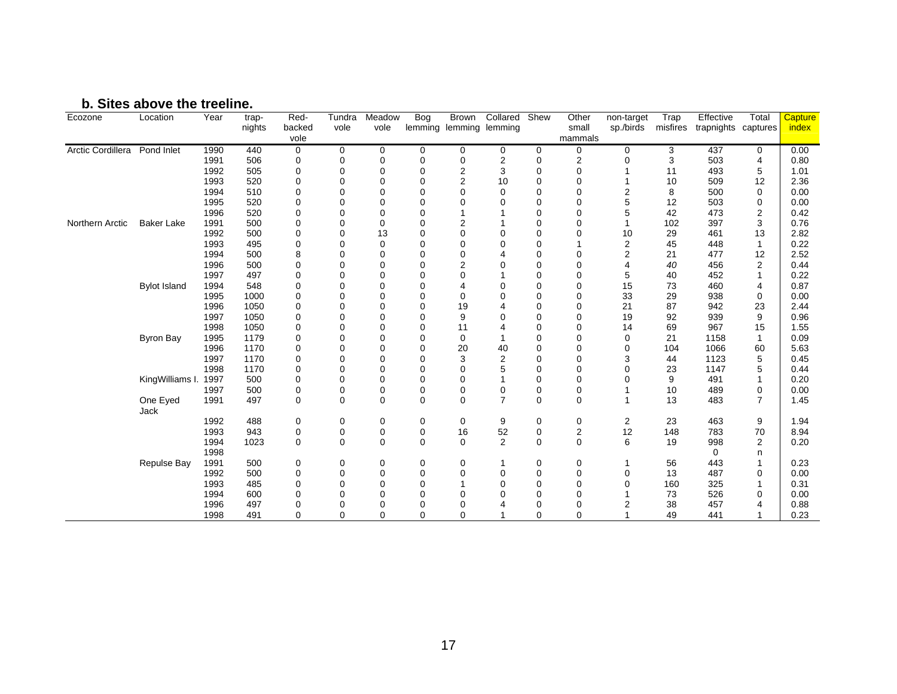## b. Sites above the treeline.

| Ecozone | Location | Year | trap-nights | Red-backed vole | Tundra vole | Meadow vole | Bog lemming | Brown lemming | Collared lemming | Shew | Other small mammals | non-target sp./birds | Trap misfires | Effective trapnights | Total captures | Capture index |
|---|---|---|---|---|---|---|---|---|---|---|---|---|---|---|---|---|
| Arctic Cordillera | Pond Inlet | 1990 | 440 | 0 | 0 | 0 | 0 | 0 | 0 | 0 | 0 | 0 | 3 | 437 | 0 | 0.00 |
| | | 1991 | 506 | 0 | 0 | 0 | 0 | 0 | 2 | 0 | 2 | 0 | 3 | 503 | 4 | 0.80 |
| | | 1992 | 505 | 0 | 0 | 0 | 0 | 2 | 3 | 0 | 0 | 1 | 11 | 493 | 5 | 1.01 |
| | | 1993 | 520 | 0 | 0 | 0 | 0 | 2 | 10 | 0 | 0 | 1 | 10 | 509 | 12 | 2.36 |
| | | 1994 | 510 | 0 | 0 | 0 | 0 | 0 | 0 | 0 | 0 | 2 | 8 | 500 | 0 | 0.00 |
| | | 1995 | 520 | 0 | 0 | 0 | 0 | 0 | 0 | 0 | 0 | 5 | 12 | 503 | 0 | 0.00 |
| | | 1996 | 520 | 0 | 0 | 0 | 0 | 1 | 1 | 0 | 0 | 5 | 42 | 473 | 2 | 0.42 |
| Northern Arctic | Baker Lake | 1991 | 500 | 0 | 0 | 0 | 0 | 2 | 1 | 0 | 0 | 1 | 102 | 397 | 3 | 0.76 |
| | | 1992 | 500 | 0 | 0 | 13 | 0 | 0 | 0 | 0 | 0 | 10 | 29 | 461 | 13 | 2.82 |
| | | 1993 | 495 | 0 | 0 | 0 | 0 | 0 | 0 | 0 | 1 | 2 | 45 | 448 | 1 | 0.22 |
| | | 1994 | 500 | 8 | 0 | 0 | 0 | 0 | 4 | 0 | 0 | 2 | 21 | 477 | 12 | 2.52 |
| | | 1996 | 500 | 0 | 0 | 0 | 0 | 2 | 0 | 0 | 0 | 4 | *40* | 456 | 2 | 0.44 |
| | | 1997 | 497 | 0 | 0 | 0 | 0 | 0 | 1 | 0 | 0 | 5 | 40 | 452 | 1 | 0.22 |
| | Bylot Island | 1994 | 548 | 0 | 0 | 0 | 0 | 4 | 0 | 0 | 0 | 15 | 73 | 460 | 4 | 0.87 |
| | | 1995 | 1000 | 0 | 0 | 0 | 0 | 0 | 0 | 0 | 0 | 33 | 29 | 938 | 0 | 0.00 |
| | | 1996 | 1050 | 0 | 0 | 0 | 0 | 19 | 4 | 0 | 0 | 21 | 87 | 942 | 23 | 2.44 |
| | | 1997 | 1050 | 0 | 0 | 0 | 0 | 9 | 0 | 0 | 0 | 19 | 92 | 939 | 9 | 0.96 |
| | | 1998 | 1050 | 0 | 0 | 0 | 0 | 11 | 4 | 0 | 0 | 14 | 69 | 967 | 15 | 1.55 |
| | Byron Bay | 1995 | 1179 | 0 | 0 | 0 | 0 | 0 | 1 | 0 | 0 | 0 | 21 | 1158 | 1 | 0.09 |
| | | 1996 | 1170 | 0 | 0 | 0 | 0 | 20 | 40 | 0 | 0 | 0 | 104 | 1066 | 60 | 5.63 |
| | | 1997 | 1170 | 0 | 0 | 0 | 0 | 3 | 2 | 0 | 0 | 3 | 44 | 1123 | 5 | 0.45 |
| | | 1998 | 1170 | 0 | 0 | 0 | 0 | 0 | 5 | 0 | 0 | 0 | 23 | 1147 | 5 | 0.44 |
| | KingWilliams I. | 1997 | 500 | 0 | 0 | 0 | 0 | 0 | 1 | 0 | 0 | 0 | 9 | 491 | 1 | 0.20 |
| | | 1997 | 500 | 0 | 0 | 0 | 0 | 0 | 0 | 0 | 0 | 1 | 10 | 489 | 0 | 0.00 |
| | One Eyed Jack | 1991 | 497 | 0 | 0 | 0 | 0 | 0 | 7 | 0 | 0 | 1 | 13 | 483 | 7 | 1.45 |
| | | 1992 | 488 | 0 | 0 | 0 | 0 | 0 | 9 | 0 | 0 | 2 | 23 | 463 | 9 | 1.94 |
| | | 1993 | 943 | 0 | 0 | 0 | 0 | 16 | 52 | 0 | 2 | 12 | 148 | 783 | 70 | 8.94 |
| | | 1994 | 1023 | 0 | 0 | 0 | 0 | 0 | 2 | 0 | 0 | 6 | 19 | 998 | 2 | 0.20 |
| | | 1998 | | | | | | | | | | | | 0 | n | |
| | Repulse Bay | 1991 | 500 | 0 | 0 | 0 | 0 | 0 | 1 | 0 | 0 | 1 | 56 | 443 | 1 | 0.23 |
| | | 1992 | 500 | 0 | 0 | 0 | 0 | 0 | 0 | 0 | 0 | 0 | 13 | 487 | 0 | 0.00 |
| | | 1993 | 485 | 0 | 0 | 0 | 0 | 1 | 0 | 0 | 0 | 0 | 160 | 325 | 1 | 0.31 |
| | | 1994 | 600 | 0 | 0 | 0 | 0 | 0 | 0 | 0 | 0 | 1 | 73 | 526 | 0 | 0.00 |
| | | 1996 | 497 | 0 | 0 | 0 | 0 | 0 | 4 | 0 | 0 | 2 | 38 | 457 | 4 | 0.88 |
| | | 1998 | 491 | 0 | 0 | 0 | 0 | 0 | 1 | 0 | 0 | 1 | 49 | 441 | 1 | 0.23 |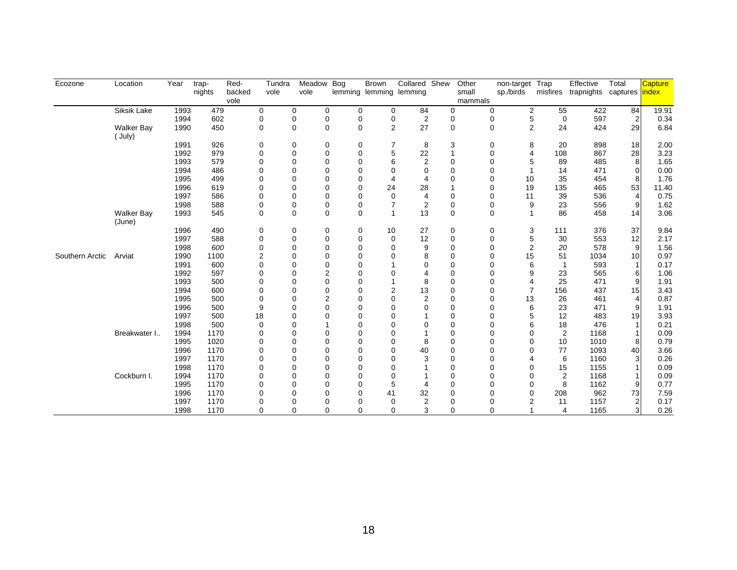| Ecozone | Location | Year | trap-nights | Red-backed vole | Tundra vole | Meadow vole | Bog lemming | Brown lemming | Collared lemming | Shew | Other small mammals | non-target sp./birds | Trap misfires | Effective trapnights | Total captures | Capture index |
|---|---|---|---|---|---|---|---|---|---|---|---|---|---|---|---|---|
| | Siksik Lake | 1993 | 479 | 0 | 0 | 0 | 0 | 0 | 84 | 0 | 0 | 2 | 55 | 422 | 84 | 19.91 |
| | | 1994 | 602 | 0 | 0 | 0 | 0 | 0 | 2 | 0 | 0 | 5 | 0 | 597 | 2 | 0.34 |
| | Walker Bay ( July) | 1990 | 450 | 0 | 0 | 0 | 0 | 2 | 27 | 0 | 0 | 2 | 24 | 424 | 29 | 6.84 |
| | | 1991 | 926 | 0 | 0 | 0 | 0 | 7 | 8 | 3 | 0 | 8 | 20 | 898 | 18 | 2.00 |
| | | 1992 | 979 | 0 | 0 | 0 | 0 | 5 | 22 | 1 | 0 | 4 | 108 | 867 | 28 | 3.23 |
| | | 1993 | 579 | 0 | 0 | 0 | 0 | 6 | 2 | 0 | 0 | 5 | 89 | 485 | 8 | 1.65 |
| | | 1994 | 486 | 0 | 0 | 0 | 0 | 0 | 0 | 0 | 0 | 1 | 14 | 471 | 0 | 0.00 |
| | | 1995 | 499 | 0 | 0 | 0 | 0 | 4 | 4 | 0 | 0 | 10 | 35 | 454 | 8 | 1.76 |
| | | 1996 | 619 | 0 | 0 | 0 | 0 | 24 | 28 | 1 | 0 | 19 | 135 | 465 | 53 | 11.40 |
| | | 1997 | 586 | 0 | 0 | 0 | 0 | 0 | 4 | 0 | 0 | 11 | 39 | 536 | 4 | 0.75 |
| | | 1998 | 588 | 0 | 0 | 0 | 0 | 7 | 2 | 0 | 0 | 9 | 23 | 556 | 9 | 1.62 |
| | Walker Bay (June) | 1993 | 545 | 0 | 0 | 0 | 0 | 1 | 13 | 0 | 0 | 1 | 86 | 458 | 14 | 3.06 |
| | | 1996 | 490 | 0 | 0 | 0 | 0 | 10 | 27 | 0 | 0 | 3 | 111 | 376 | 37 | 9.84 |
| | | 1997 | 588 | 0 | 0 | 0 | 0 | 0 | 12 | 0 | 0 | 5 | 30 | 553 | 12 | 2.17 |
| | | 1998 | *600* | 0 | 0 | 0 | 0 | 0 | 9 | 0 | 0 | 2 | *20* | 578 | 9 | 1.56 |
| Southern Arctic | Arviat | 1990 | 1100 | 2 | 0 | 0 | 0 | 0 | 8 | 0 | 0 | 15 | 51 | 1034 | 10 | 0.97 |
| | | 1991 | 600 | 0 | 0 | 0 | 0 | 1 | 0 | 0 | 0 | 6 | 1 | 593 | 1 | 0.17 |
| | | 1992 | 597 | 0 | 0 | 2 | 0 | 0 | 4 | 0 | 0 | 9 | 23 | 565 | 6 | 1.06 |
| | | 1993 | 500 | 0 | 0 | 0 | 0 | 1 | 8 | 0 | 0 | 4 | 25 | 471 | 9 | 1.91 |
| | | 1994 | 600 | 0 | 0 | 0 | 0 | 2 | 13 | 0 | 0 | 7 | 156 | 437 | 15 | 3.43 |
| | | 1995 | 500 | 0 | 0 | 2 | 0 | 0 | 2 | 0 | 0 | 13 | 26 | 461 | 4 | 0.87 |
| | | 1996 | 500 | 9 | 0 | 0 | 0 | 0 | 0 | 0 | 0 | 6 | 23 | 471 | 9 | 1.91 |
| | | 1997 | 500 | 18 | 0 | 0 | 0 | 0 | 1 | 0 | 0 | 5 | 12 | 483 | 19 | 3.93 |
| | | 1998 | 500 | 0 | 0 | 1 | 0 | 0 | 0 | 0 | 0 | 6 | 18 | 476 | 1 | 0.21 |
| | Breakwater I.. | 1994 | 1170 | 0 | 0 | 0 | 0 | 0 | 1 | 0 | 0 | 0 | 2 | 1168 | 1 | 0.09 |
| | | 1995 | 1020 | 0 | 0 | 0 | 0 | 0 | 8 | 0 | 0 | 0 | 10 | 1010 | 8 | 0.79 |
| | | 1996 | 1170 | 0 | 0 | 0 | 0 | 0 | 40 | 0 | 0 | 0 | 77 | 1093 | 40 | 3.66 |
| | | 1997 | 1170 | 0 | 0 | 0 | 0 | 0 | 3 | 0 | 0 | 4 | 6 | 1160 | 3 | 0.26 |
| | | 1998 | 1170 | 0 | 0 | 0 | 0 | 0 | 1 | 0 | 0 | 0 | 15 | 1155 | 1 | 0.09 |
| | Cockburn I. | 1994 | 1170 | 0 | 0 | 0 | 0 | 0 | 1 | 0 | 0 | 0 | 2 | 1168 | 1 | 0.09 |
| | | 1995 | 1170 | 0 | 0 | 0 | 0 | 5 | 4 | 0 | 0 | 0 | 8 | 1162 | 9 | 0.77 |
| | | 1996 | 1170 | 0 | 0 | 0 | 0 | 41 | 32 | 0 | 0 | 0 | 208 | 962 | 73 | 7.59 |
| | | 1997 | 1170 | 0 | 0 | 0 | 0 | 0 | 2 | 0 | 0 | 2 | 11 | 1157 | 2 | 0.17 |
| | | 1998 | 1170 | 0 | 0 | 0 | 0 | 0 | 3 | 0 | 0 | 1 | 4 | 1165 | 3 | 0.26 |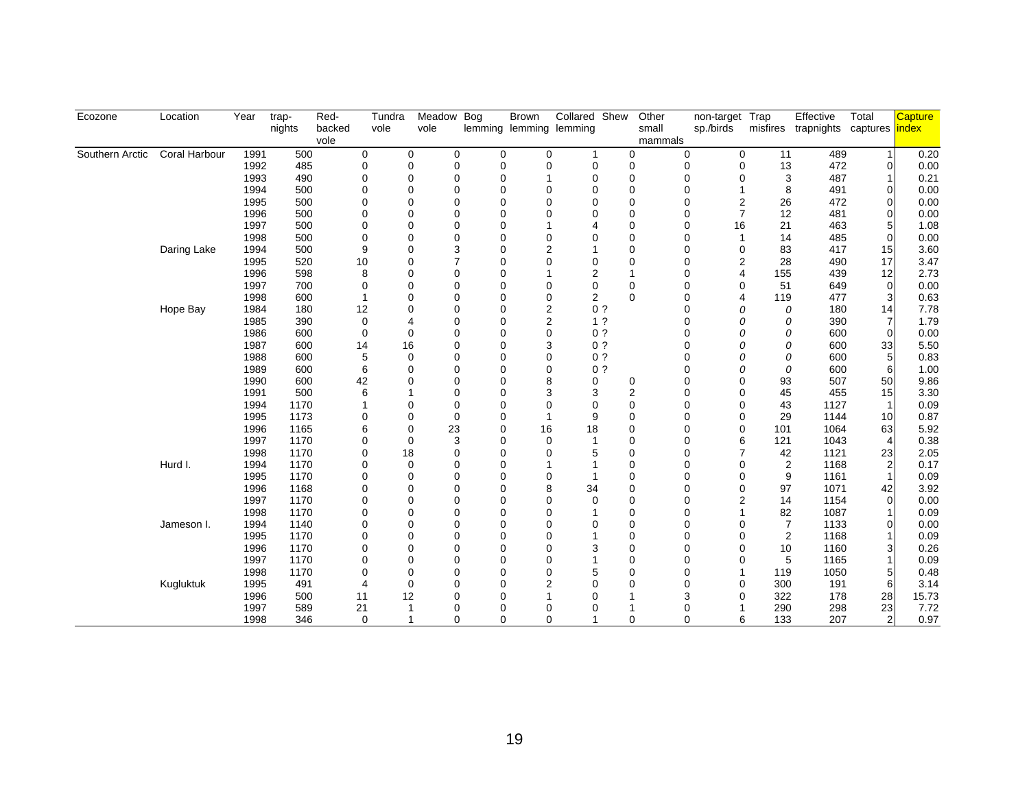| Ecozone | Location | Year | trap-nights | Red-backed vole | Tundra vole | Meadow vole | Bog lemming | Brown lemming | Collared lemming | Shew | Other small mammals | non-target sp./birds | Trap misfires | Effective trapnights | Total captures | Capture index |
|---|---|---|---|---|---|---|---|---|---|---|---|---|---|---|---|---|
| Southern Arctic | Coral Harbour | 1991 | 500 | 0 | 0 | 0 | 0 | 0 | 1 | 0 | 0 | 0 | 11 | 489 | 1 | 0.20 |
| | | 1992 | 485 | 0 | 0 | 0 | 0 | 0 | 0 | 0 | 0 | 0 | 13 | 472 | 0 | 0.00 |
| | | 1993 | 490 | 0 | 0 | 0 | 0 | 1 | 0 | 0 | 0 | 0 | 3 | 487 | 1 | 0.21 |
| | | 1994 | 500 | 0 | 0 | 0 | 0 | 0 | 0 | 0 | 0 | 1 | 8 | 491 | 0 | 0.00 |
| | | 1995 | 500 | 0 | 0 | 0 | 0 | 0 | 0 | 0 | 0 | 2 | 26 | 472 | 0 | 0.00 |
| | | 1996 | 500 | 0 | 0 | 0 | 0 | 0 | 0 | 0 | 0 | 7 | 12 | 481 | 0 | 0.00 |
| | | 1997 | 500 | 0 | 0 | 0 | 0 | 1 | 4 | 0 | 0 | 16 | 21 | 463 | 5 | 1.08 |
| | | 1998 | 500 | 0 | 0 | 0 | 0 | 0 | 0 | 0 | 0 | 1 | 14 | 485 | 0 | 0.00 |
| | Daring Lake | 1994 | 500 | 9 | 0 | 3 | 0 | 2 | 1 | 0 | 0 | 0 | 83 | 417 | 15 | 3.60 |
| | | 1995 | 520 | 10 | 0 | 7 | 0 | 0 | 0 | 0 | 0 | 2 | 28 | 490 | 17 | 3.47 |
| | | 1996 | 598 | 8 | 0 | 0 | 0 | 1 | 2 | 1 | 0 | 4 | 155 | 439 | 12 | 2.73 |
| | | 1997 | 700 | 0 | 0 | 0 | 0 | 0 | 0 | 0 | 0 | 0 | 51 | 649 | 0 | 0.00 |
| | | 1998 | 600 | 1 | 0 | 0 | 0 | 0 | 2 | 0 | 0 | 4 | 119 | 477 | 3 | 0.63 |
| | Hope Bay | 1984 | 180 | 12 | 0 | 0 | 0 | 2 | 0 ? | | 0 | *0* | *0* | 180 | 14 | 7.78 |
| | | 1985 | 390 | 0 | 4 | 0 | 0 | 2 | 1 ? | | 0 | *0* | *0* | 390 | 7 | 1.79 |
| | | 1986 | 600 | 0 | 0 | 0 | 0 | 0 | 0 ? | | 0 | *0* | *0* | 600 | 0 | 0.00 |
| | | 1987 | 600 | 14 | 16 | 0 | 0 | 3 | 0 ? | | 0 | *0* | *0* | 600 | 33 | 5.50 |
| | | 1988 | 600 | 5 | 0 | 0 | 0 | 0 | 0 ? | | 0 | *0* | *0* | 600 | 5 | 0.83 |
| | | 1989 | 600 | 6 | 0 | 0 | 0 | 0 | 0 ? | | 0 | *0* | *0* | 600 | 6 | 1.00 |
| | | 1990 | 600 | 42 | 0 | 0 | 0 | 8 | 0 | 0 | 0 | 0 | 93 | 507 | 50 | 9.86 |
| | | 1991 | 500 | 6 | 1 | 0 | 0 | 3 | 3 | 2 | 0 | 0 | 45 | 455 | 15 | 3.30 |
| | | 1994 | 1170 | 1 | 0 | 0 | 0 | 0 | 0 | 0 | 0 | 0 | 43 | 1127 | 1 | 0.09 |
| | | 1995 | 1173 | 0 | 0 | 0 | 0 | 1 | 9 | 0 | 0 | 0 | 29 | 1144 | 10 | 0.87 |
| | | 1996 | 1165 | 6 | 0 | 23 | 0 | 16 | 18 | 0 | 0 | 0 | 101 | 1064 | 63 | 5.92 |
| | | 1997 | 1170 | 0 | 0 | 3 | 0 | 0 | 1 | 0 | 0 | 6 | 121 | 1043 | 4 | 0.38 |
| | | 1998 | 1170 | 0 | 18 | 0 | 0 | 0 | 5 | 0 | 0 | 7 | 42 | 1121 | 23 | 2.05 |
| | Hurd I. | 1994 | 1170 | 0 | 0 | 0 | 0 | 1 | 1 | 0 | 0 | 0 | 2 | 1168 | 2 | 0.17 |
| | | 1995 | 1170 | 0 | 0 | 0 | 0 | 0 | 1 | 0 | 0 | 0 | 9 | 1161 | 1 | 0.09 |
| | | 1996 | 1168 | 0 | 0 | 0 | 0 | 8 | 34 | 0 | 0 | 0 | 97 | 1071 | 42 | 3.92 |
| | | 1997 | 1170 | 0 | 0 | 0 | 0 | 0 | 0 | 0 | 0 | 2 | 14 | 1154 | 0 | 0.00 |
| | | 1998 | 1170 | 0 | 0 | 0 | 0 | 0 | 1 | 0 | 0 | 1 | 82 | 1087 | 1 | 0.09 |
| | Jameson I. | 1994 | 1140 | 0 | 0 | 0 | 0 | 0 | 0 | 0 | 0 | 0 | 7 | 1133 | 0 | 0.00 |
| | | 1995 | 1170 | 0 | 0 | 0 | 0 | 0 | 1 | 0 | 0 | 0 | 2 | 1168 | 1 | 0.09 |
| | | 1996 | 1170 | 0 | 0 | 0 | 0 | 0 | 3 | 0 | 0 | 0 | 10 | 1160 | 3 | 0.26 |
| | | 1997 | 1170 | 0 | 0 | 0 | 0 | 0 | 1 | 0 | 0 | 0 | 5 | 1165 | 1 | 0.09 |
| | | 1998 | 1170 | 0 | 0 | 0 | 0 | 0 | 5 | 0 | 0 | 1 | 119 | 1050 | 5 | 0.48 |
| | Kugluktuk | 1995 | 491 | 4 | 0 | 0 | 0 | 2 | 0 | 0 | 0 | 0 | 300 | 191 | 6 | 3.14 |
| | | 1996 | 500 | 11 | 12 | 0 | 0 | 1 | 0 | 1 | 3 | 0 | 322 | 178 | 28 | 15.73 |
| | | 1997 | 589 | 21 | 1 | 0 | 0 | 0 | 0 | 1 | 0 | 1 | 290 | 298 | 23 | 7.72 |
| | | 1998 | 346 | 0 | 1 | 0 | 0 | 0 | 1 | 0 | 0 | 6 | 133 | 207 | 2 | 0.97 |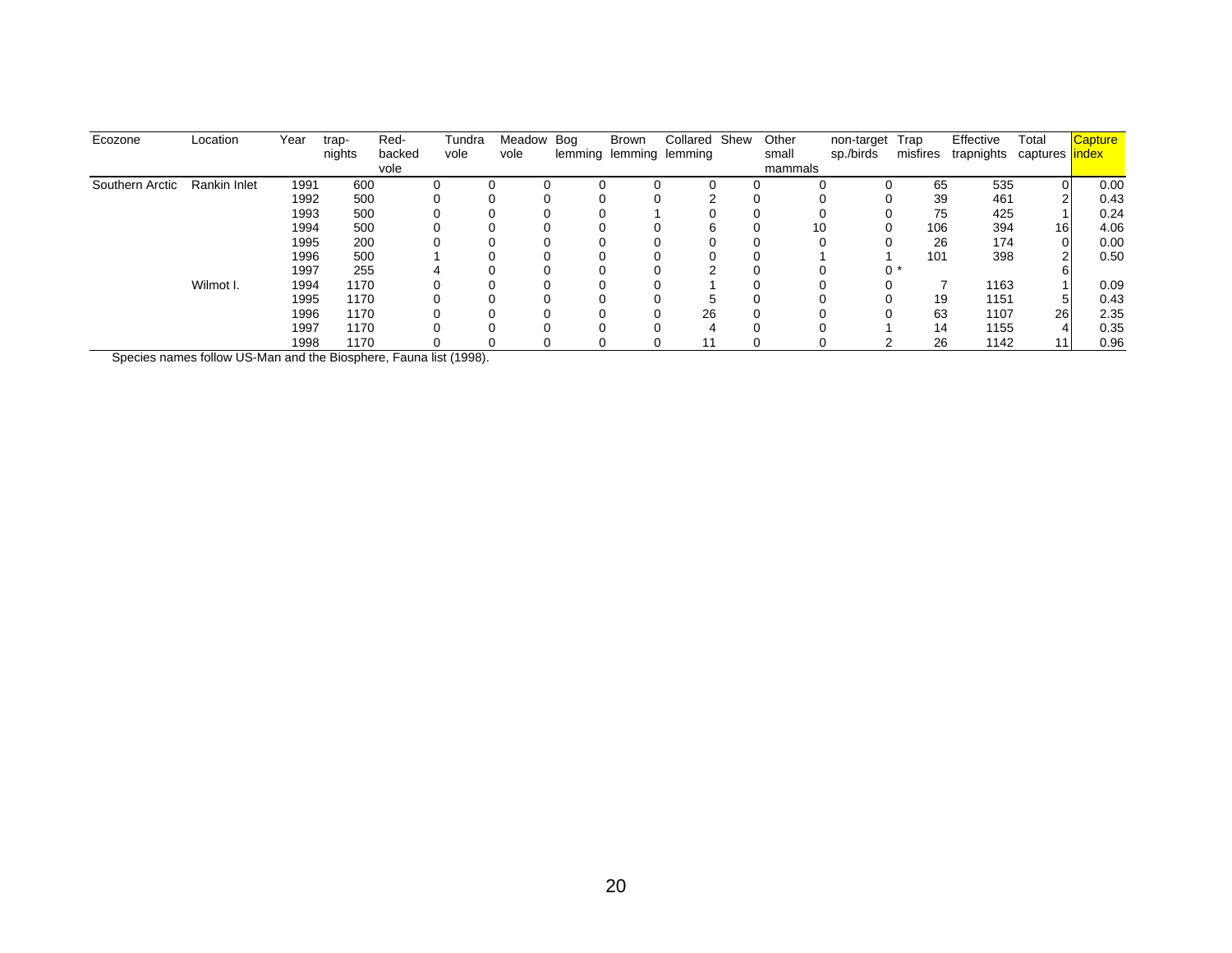| Ecozone | Location | Year | trap-nights | Red-backed vole | Tundra vole | Meadow vole | Bog lemming | Brown lemming | Collared lemming | Shew | Other small mammals | non-target sp./birds | Trap misfires | Effective trapnights | Total captures | Capture index |
|---|---|---|---|---|---|---|---|---|---|---|---|---|---|---|---|---|
| Southern Arctic | Rankin Inlet | 1991 | 600 | 0 | 0 | 0 | 0 | 0 | 0 | 0 | 0 | 0 | 65 | 535 | 0 | 0.00 |
| | | 1992 | 500 | 0 | 0 | 0 | 0 | 0 | 2 | 0 | 0 | 0 | 39 | 461 | 2 | 0.43 |
| | | 1993 | 500 | 0 | 0 | 0 | 0 | 1 | 0 | 0 | 0 | 0 | 75 | 425 | 1 | 0.24 |
| | | 1994 | 500 | 0 | 0 | 0 | 0 | 0 | 6 | 0 | 10 | 0 | 106 | 394 | 16 | 4.06 |
| | | 1995 | 200 | 0 | 0 | 0 | 0 | 0 | 0 | 0 | 0 | 0 | 26 | 174 | 0 | 0.00 |
| | | 1996 | 500 | 1 | 0 | 0 | 0 | 0 | 0 | 0 | 1 | 1 | 101 | 398 | 2 | 0.50 |
| | | 1997 | 255 | 4 | 0 | 0 | 0 | 0 | 2 | 0 | 0 | 0 * | | | 6 | |
| | Wilmot I. | 1994 | 1170 | 0 | 0 | 0 | 0 | 0 | 1 | 0 | 0 | 0 | 7 | 1163 | 1 | 0.09 |
| | | 1995 | 1170 | 0 | 0 | 0 | 0 | 0 | 5 | 0 | 0 | 0 | 19 | 1151 | 5 | 0.43 |
| | | 1996 | 1170 | 0 | 0 | 0 | 0 | 0 | 26 | 0 | 0 | 0 | 63 | 1107 | 26 | 2.35 |
| | | 1997 | 1170 | 0 | 0 | 0 | 0 | 0 | 4 | 0 | 0 | 1 | 14 | 1155 | 4 | 0.35 |
| | | 1998 | 1170 | 0 | 0 | 0 | 0 | 0 | 11 | 0 | 0 | 2 | 26 | 1142 | 11 | 0.96 |

Species names follow US-Man and the Biosphere, Fauna list (1998).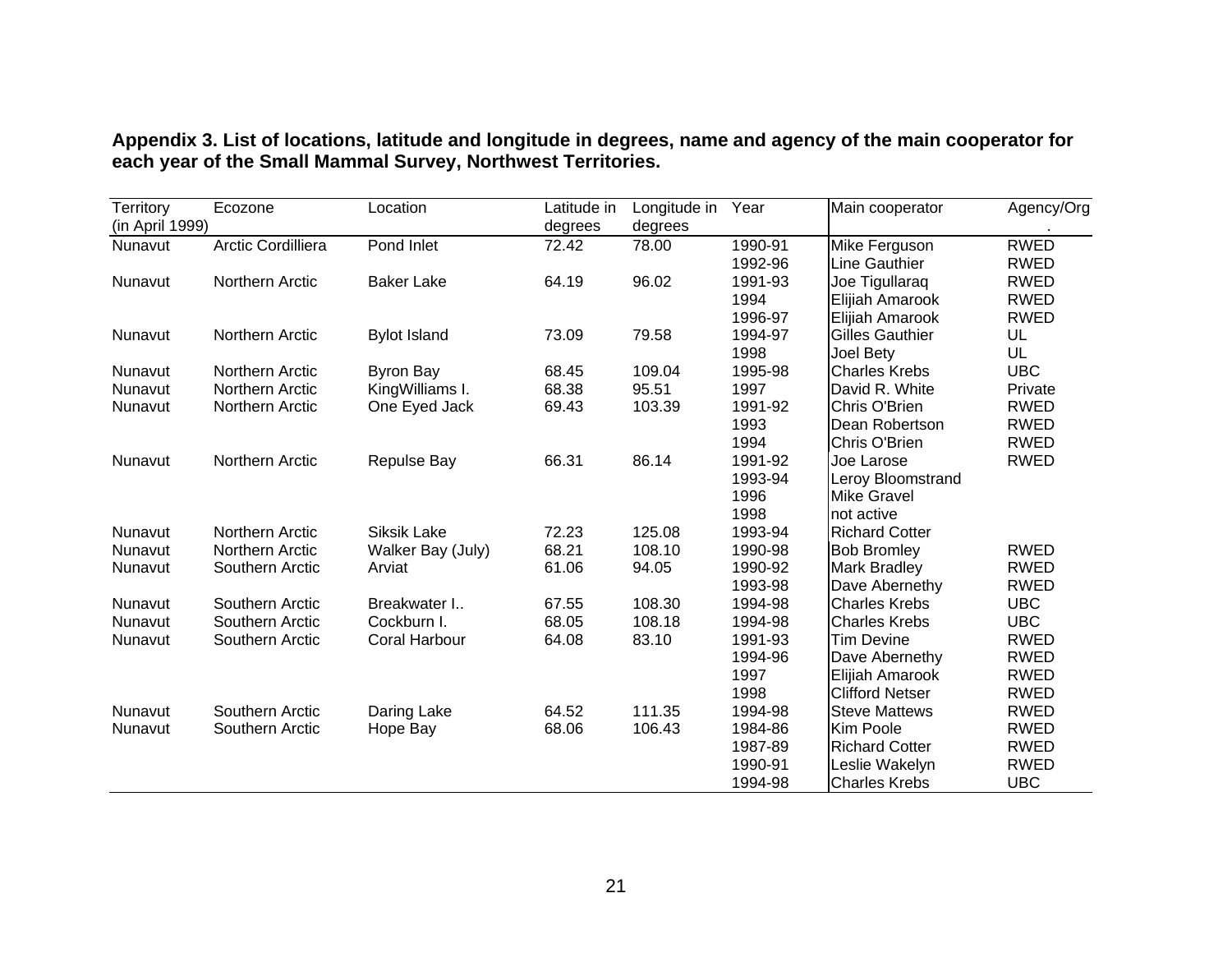**Appendix 3. List of locations, latitude and longitude in degrees, name and agency of the main cooperator for each year of the Small Mammal Survey, Northwest Territories.**

| Territory (in April 1999) | Ecozone | Location | Latitude in degrees | Longitude in degrees | Year | Main cooperator | Agency/Org. |
|---|---|---|---|---|---|---|---|
| Nunavut | Arctic Cordilliera | Pond Inlet | 72.42 | 78.00 | 1990-91 | Mike Ferguson | RWED |
| | | | | | 1992-96 | Line Gauthier | RWED |
| Nunavut | Northern Arctic | Baker Lake | 64.19 | 96.02 | 1991-93 | Joe Tigullaraq | RWED |
| | | | | | 1994 | Elijiah Amarook | RWED |
| | | | | | 1996-97 | Elijiah Amarook | RWED |
| Nunavut | Northern Arctic | Bylot Island | 73.09 | 79.58 | 1994-97 | Gilles Gauthier | UL |
| | | | | | 1998 | Joel Bety | UL |
| Nunavut | Northern Arctic | Byron Bay | 68.45 | 109.04 | 1995-98 | Charles Krebs | UBC |
| Nunavut | Northern Arctic | KingWilliams I. | 68.38 | 95.51 | 1997 | David R. White | Private |
| Nunavut | Northern Arctic | One Eyed Jack | 69.43 | 103.39 | 1991-92 | Chris O'Brien | RWED |
| | | | | | 1993 | Dean Robertson | RWED |
| | | | | | 1994 | Chris O'Brien | RWED |
| Nunavut | Northern Arctic | Repulse Bay | 66.31 | 86.14 | 1991-92 | Joe Larose | RWED |
| | | | | | 1993-94 | Leroy Bloomstrand | |
| | | | | | 1996 | Mike Gravel | |
| | | | | | 1998 | not active | |
| Nunavut | Northern Arctic | Siksik Lake | 72.23 | 125.08 | 1993-94 | Richard Cotter | |
| Nunavut | Northern Arctic | Walker Bay (July) | 68.21 | 108.10 | 1990-98 | Bob Bromley | RWED |
| Nunavut | Southern Arctic | Arviat | 61.06 | 94.05 | 1990-92 | Mark Bradley | RWED |
| | | | | | 1993-98 | Dave Abernethy | RWED |
| Nunavut | Southern Arctic | Breakwater I.. | 67.55 | 108.30 | 1994-98 | Charles Krebs | UBC |
| Nunavut | Southern Arctic | Cockburn I. | 68.05 | 108.18 | 1994-98 | Charles Krebs | UBC |
| Nunavut | Southern Arctic | Coral Harbour | 64.08 | 83.10 | 1991-93 | Tim Devine | RWED |
| | | | | | 1994-96 | Dave Abernethy | RWED |
| | | | | | 1997 | Elijiah Amarook | RWED |
| | | | | | 1998 | Clifford Netser | RWED |
| Nunavut | Southern Arctic | Daring Lake | 64.52 | 111.35 | 1994-98 | Steve Mattews | RWED |
| Nunavut | Southern Arctic | Hope Bay | 68.06 | 106.43 | 1984-86 | Kim Poole | RWED |
| | | | | | 1987-89 | Richard Cotter | RWED |
| | | | | | 1990-91 | Leslie Wakelyn | RWED |
| | | | | | 1994-98 | Charles Krebs | UBC |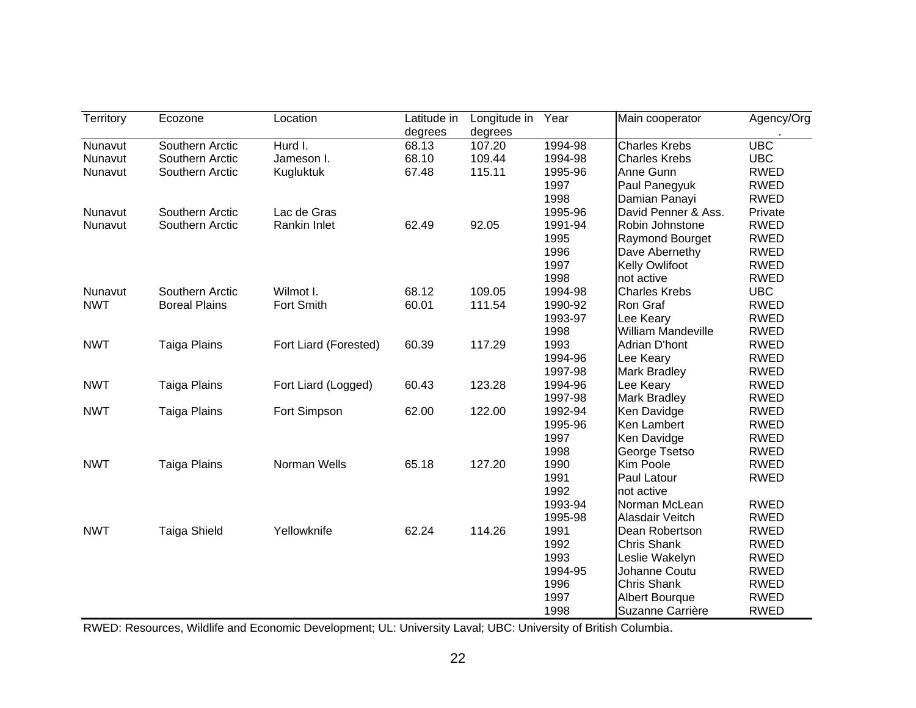| Territory | Ecozone | Location | Latitude in degrees | Longitude in degrees | Year | Main cooperator | Agency/Org. |
|---|---|---|---|---|---|---|---|
| Nunavut | Southern Arctic | Hurd I. | 68.13 | 107.20 | 1994-98 | Charles Krebs | UBC |
| Nunavut | Southern Arctic | Jameson I. | 68.10 | 109.44 | 1994-98 | Charles Krebs | UBC |
| Nunavut | Southern Arctic | Kugluktuk | 67.48 | 115.11 | 1995-96 | Anne Gunn | RWED |
| | | | | | 1997 | Paul Panegyuk | RWED |
| | | | | | 1998 | Damian Panayi | RWED |
| Nunavut | Southern Arctic | Lac de Gras | | | 1995-96 | David Penner & Ass. | Private |
| Nunavut | Southern Arctic | Rankin Inlet | 62.49 | 92.05 | 1991-94 | Robin Johnstone | RWED |
| | | | | | 1995 | Raymond Bourget | RWED |
| | | | | | 1996 | Dave Abernethy | RWED |
| | | | | | 1997 | Kelly Owlifoot | RWED |
| | | | | | 1998 | not active | RWED |
| Nunavut | Southern Arctic | Wilmot I. | 68.12 | 109.05 | 1994-98 | Charles Krebs | UBC |
| NWT | Boreal Plains | Fort Smith | 60.01 | 111.54 | 1990-92 | Ron Graf | RWED |
| | | | | | 1993-97 | Lee Keary | RWED |
| | | | | | 1998 | William Mandeville | RWED |
| NWT | Taiga Plains | Fort Liard (Forested) | 60.39 | 117.29 | 1993 | Adrian D'hont | RWED |
| | | | | | 1994-96 | Lee Keary | RWED |
| | | | | | 1997-98 | Mark Bradley | RWED |
| NWT | Taiga Plains | Fort Liard (Logged) | 60.43 | 123.28 | 1994-96 | Lee Keary | RWED |
| | | | | | 1997-98 | Mark Bradley | RWED |
| NWT | Taiga Plains | Fort Simpson | 62.00 | 122.00 | 1992-94 | Ken Davidge | RWED |
| | | | | | 1995-96 | Ken Lambert | RWED |
| | | | | | 1997 | Ken Davidge | RWED |
| | | | | | 1998 | George Tsetso | RWED |
| NWT | Taiga Plains | Norman Wells | 65.18 | 127.20 | 1990 | Kim Poole | RWED |
| | | | | | 1991 | Paul Latour | RWED |
| | | | | | 1992 | not active | |
| | | | | | 1993-94 | Norman McLean | RWED |
| | | | | | 1995-98 | Alasdair Veitch | RWED |
| NWT | Taiga Shield | Yellowknife | 62.24 | 114.26 | 1991 | Dean Robertson | RWED |
| | | | | | 1992 | Chris Shank | RWED |
| | | | | | 1993 | Leslie Wakelyn | RWED |
| | | | | | 1994-95 | Johanne Coutu | RWED |
| | | | | | 1996 | Chris Shank | RWED |
| | | | | | 1997 | Albert Bourque | RWED |
| | | | | | 1998 | Suzanne Carrière | RWED |

RWED: Resources, Wildlife and Economic Development; UL: University Laval; UBC: University of British Columbia.